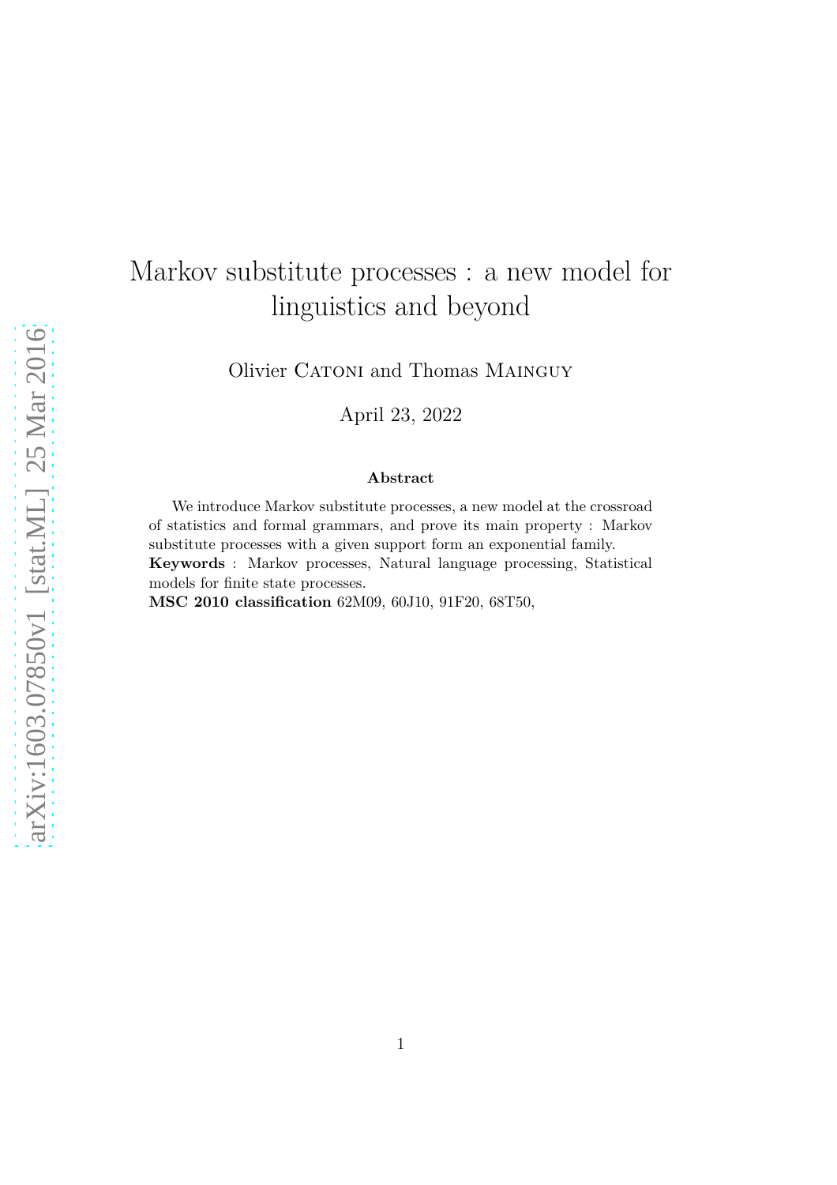# Markov substitute processes : a new model for linguistics and beyond

Olivier Catoni and Thomas Mainguy

April 23, 2022

### Abstract

We introduce Markov substitute processes, a new model at the crossroad of statistics and formal grammars, and prove its main property : Markov substitute processes with a given support form an exponential family.

**Keywords** : Markov processes, Natural language processing, Statistical models for finite state processes.

**MSC 2010 classification** 62M09, 60J10, 91F20, 68T50,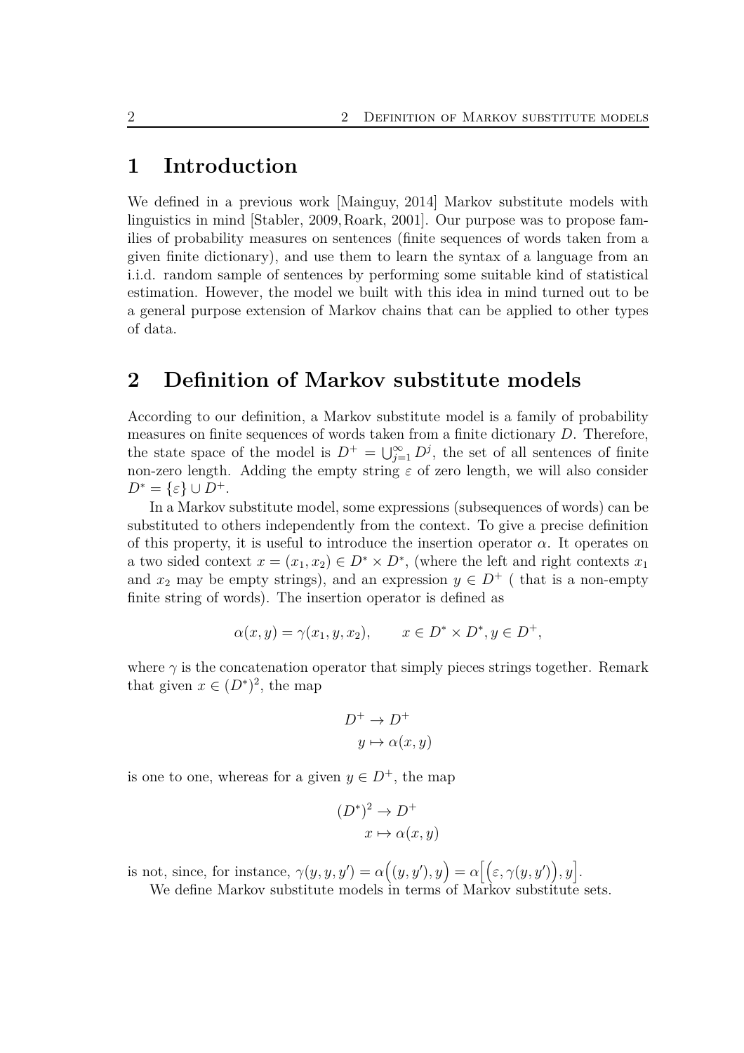# 1 Introduction

We defined in a previous work [Mainguy, 2014] Markov substitute models with linguistics in mind [Stabler, 2009, Roark, 2001]. Our purpose was to propose families of probability measures on sentences (finite sequences of words taken from a given finite dictionary), and use them to learn the syntax of a language from an i.i.d. random sample of sentences by performing some suitable kind of statistical estimation. However, the model we built with this idea in mind turned out to be a general purpose extension of Markov chains that can be applied to other types of data.

# 2 Definition of Markov substitute models

According to our definition, a Markov substitute model is a family of probability measures on finite sequences of words taken from a finite dictionary $D$. Therefore, the state space of the model is $D^+ = \bigcup_{j=1}^{\infty} D^j$, the set of all sentences of finite non-zero length. Adding the empty string $\varepsilon$ of zero length, we will also consider $D^* = \{\varepsilon\} \cup D^+$.

In a Markov substitute model, some expressions (subsequences of words) can be substituted to others independently from the context. To give a precise definition of this property, it is useful to introduce the insertion operator $\alpha$. It operates on a two sided context $x = (x_1, x_2) \in D^* \times D^*$, (where the left and right contexts $x_1$ and $x_2$ may be empty strings), and an expression $y \in D^+$ ( that is a non-empty finite string of words). The insertion operator is defined as

$$\alpha(x, y) = \gamma(x_1, y, x_2), \qquad x \in D^* \times D^*, y \in D^+,$$

where $\gamma$ is the concatenation operator that simply pieces strings together. Remark that given $x \in (D^*)^2$, the map

$$\begin{aligned} D^+ &\to D^+ \\ y &\mapsto \alpha(x, y) \end{aligned}$$

is one to one, whereas for a given $y \in D^+$, the map

$$\begin{aligned} (D^*)^2 &\to D^+ \\ x &\mapsto \alpha(x, y) \end{aligned}$$

is not, since, for instance, $\gamma(y, y, y') = \alpha\Big((y, y'), y\Big) = \alpha\Big[\Big(\varepsilon, \gamma(y, y')\Big), y\Big]$.

We define Markov substitute models in terms of Markov substitute sets.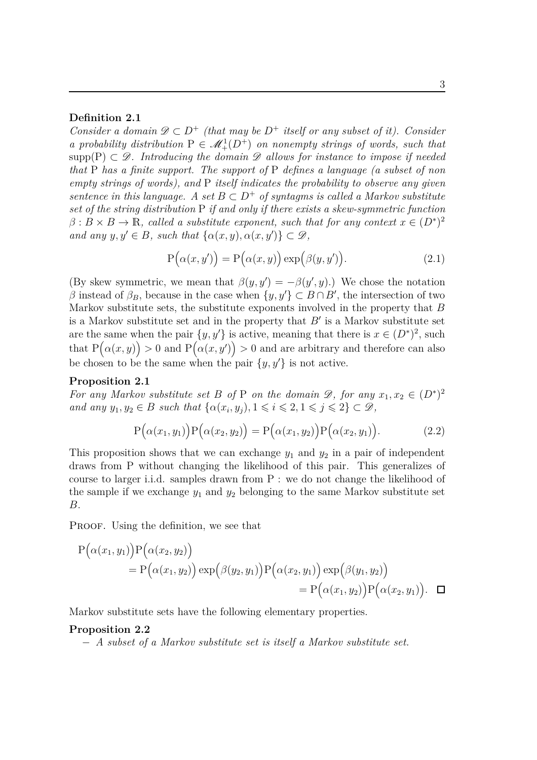**Definition 2.1**
*Consider a domain $\mathscr{D} \subset D^+$ (that may be $D^+$ itself or any subset of it). Consider a probability distribution $\mathrm{P} \in \mathscr{M}_+^1(D^+)$ on nonempty strings of words, such that $\mathrm{supp}(\mathrm{P}) \subset \mathscr{D}$. Introducing the domain $\mathscr{D}$ allows for instance to impose if needed that $\mathrm{P}$ has a finite support. The support of $\mathrm{P}$ defines a language (a subset of non empty strings of words), and $\mathrm{P}$ itself indicates the probability to observe any given sentence in this language. A set $B \subset D^+$ of syntagms is called a Markov substitute set of the string distribution $\mathrm{P}$ if and only if there exists a skew-symmetric function $\beta : B \times B \to \mathbb{R}$, called a substitute exponent, such that for any context $x \in (D^*)^2$ and any $y, y' \in B$, such that $\{\alpha(x, y), \alpha(x, y')\} \subset \mathscr{D}$,*

$$\mathrm{P}\Bigl(\alpha(x, y')\Bigr) = \mathrm{P}\Bigl(\alpha(x, y)\Bigr) \exp\Bigl(\beta(y, y')\Bigr). \tag{2.1}$$

(By skew symmetric, we mean that $\beta(y, y') = -\beta(y', y)$.) We chose the notation $\beta$ instead of $\beta_B$, because in the case when $\{y, y'\} \subset B \cap B'$, the intersection of two Markov substitute sets, the substitute exponents involved in the property that $B$ is a Markov substitute set and in the property that $B'$ is a Markov substitute set are the same when the pair $\{y, y'\}$ is active, meaning that there is $x \in (D^*)^2$, such that $\mathrm{P}\bigl(\alpha(x, y)\bigr) > 0$ and $\mathrm{P}\bigl(\alpha(x, y')\bigr) > 0$ and are arbitrary and therefore can also be chosen to be the same when the pair $\{y, y'\}$ is not active.

**Proposition 2.1**
*For any Markov substitute set $B$ of $\mathrm{P}$ on the domain $\mathscr{D}$, for any $x_1, x_2 \in (D^*)^2$ and any $y_1, y_2 \in B$ such that $\{\alpha(x_i, y_j), 1 \leqslant i \leqslant 2, 1 \leqslant j \leqslant 2\} \subset \mathscr{D}$,*

$$\mathrm{P}\Bigl(\alpha(x_1, y_1)\Bigr)\mathrm{P}\Bigl(\alpha(x_2, y_2)\Bigr) = \mathrm{P}\Bigl(\alpha(x_1, y_2)\Bigr)\mathrm{P}\Bigl(\alpha(x_2, y_1)\Bigr). \tag{2.2}$$

This proposition shows that we can exchange $y_1$ and $y_2$ in a pair of independent draws from $\mathrm{P}$ without changing the likelihood of this pair. This generalizes of course to larger i.i.d. samples drawn from $\mathrm{P}$ : we do not change the likelihood of the sample if we exchange $y_1$ and $y_2$ belonging to the same Markov substitute set $B$.

Proof. Using the definition, we see that

$$\begin{aligned}
&\mathrm{P}\Bigl(\alpha(x_1, y_1)\Bigr)\mathrm{P}\Bigl(\alpha(x_2, y_2)\Bigr) \\
&\quad = \mathrm{P}\Bigl(\alpha(x_1, y_2)\Bigr) \exp\Bigl(\beta(y_2, y_1)\Bigr)\mathrm{P}\Bigl(\alpha(x_2, y_1)\Bigr) \exp\Bigl(\beta(y_1, y_2)\Bigr) \\
&\quad = \mathrm{P}\Bigl(\alpha(x_1, y_2)\Bigr)\mathrm{P}\Bigl(\alpha(x_2, y_1)\Bigr). \quad \square
\end{aligned}$$

Markov substitute sets have the following elementary properties.

**Proposition 2.2**

- *A subset of a Markov substitute set is itself a Markov substitute set.*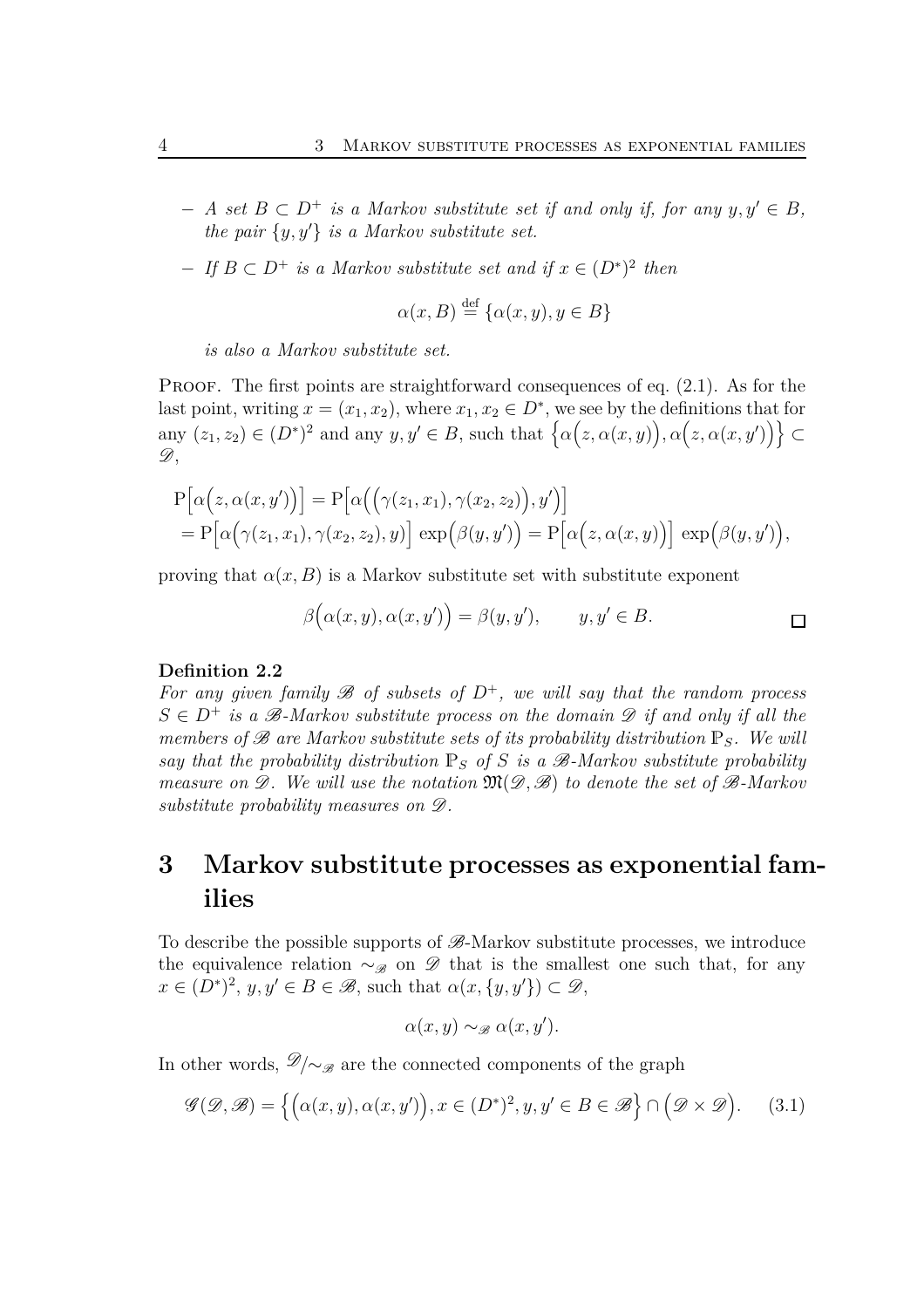- *A set $B \subset D^+$ is a Markov substitute set if and only if, for any $y, y' \in B$, the pair $\{y, y'\}$ is a Markov substitute set.*
- *If $B \subset D^+$ is a Markov substitute set and if $x \in (D^*)^2$ then*

$$\alpha(x, B) \overset{\text{def}}{=} \{\alpha(x, y), y \in B\}$$

*is also a Markov substitute set.*

Proof. The first points are straightforward consequences of eq. (2.1). As for the last point, writing $x = (x_1, x_2)$, where $x_1, x_2 \in D^*$, we see by the definitions that for any $(z_1, z_2) \in (D^*)^2$ and any $y, y' \in B$, such that $\Big\{\alpha\Big(z, \alpha(x, y)\Big), \alpha\Big(z, \alpha(x, y')\Big)\Big\} \subset \mathscr{D}$,

$$\begin{aligned}
&\mathrm{P}\Big[\alpha\Big(z, \alpha(x, y')\Big)\Big] = \mathrm{P}\Big[\alpha\Big(\Big(\gamma(z_1, x_1), \gamma(x_2, z_2)\Big), y'\Big)\Big] \\
&= \mathrm{P}\Big[\alpha\Big(\gamma(z_1, x_1), \gamma(x_2, z_2), y\Big)\Big] \exp\Big(\beta(y, y')\Big) = \mathrm{P}\Big[\alpha\Big(z, \alpha(x, y)\Big)\Big] \exp\Big(\beta(y, y')\Big),
\end{aligned}$$

proving that $\alpha(x, B)$ is a Markov substitute set with substitute exponent

$$\beta\Big(\alpha(x, y), \alpha(x, y')\Big) = \beta(y, y'), \qquad y, y' \in B. \qquad \square$$

**Definition 2.2**
*For any given family $\mathscr{B}$ of subsets of $D^+$, we will say that the random process $S \in D^+$ is a $\mathscr{B}$-Markov substitute process on the domain $\mathscr{D}$ if and only if all the members of $\mathscr{B}$ are Markov substitute sets of its probability distribution $\mathbb{P}_S$. We will say that the probability distribution $\mathbb{P}_S$ of $S$ is a $\mathscr{B}$-Markov substitute probability measure on $\mathscr{D}$. We will use the notation $\mathfrak{M}(\mathscr{D}, \mathscr{B})$ to denote the set of $\mathscr{B}$-Markov substitute probability measures on $\mathscr{D}$.*

# 3 Markov substitute processes as exponential families

To describe the possible supports of $\mathscr{B}$-Markov substitute processes, we introduce the equivalence relation $\sim_{\mathscr{B}}$ on $\mathscr{D}$ that is the smallest one such that, for any $x \in (D^*)^2$, $y, y' \in B \in \mathscr{B}$, such that $\alpha(x, \{y, y'\}) \subset \mathscr{D}$,

$$\alpha(x, y) \sim_{\mathscr{B}} \alpha(x, y').$$

In other words, $\mathscr{D}/\!\sim_{\mathscr{B}}$ are the connected components of the graph

$$\mathscr{G}(\mathscr{D}, \mathscr{B}) = \Big\{\Big(\alpha(x, y), \alpha(x, y')\Big), x \in (D^*)^2, y, y' \in B \in \mathscr{B}\Big\} \cap \Big(\mathscr{D} \times \mathscr{D}\Big). \tag{3.1}$$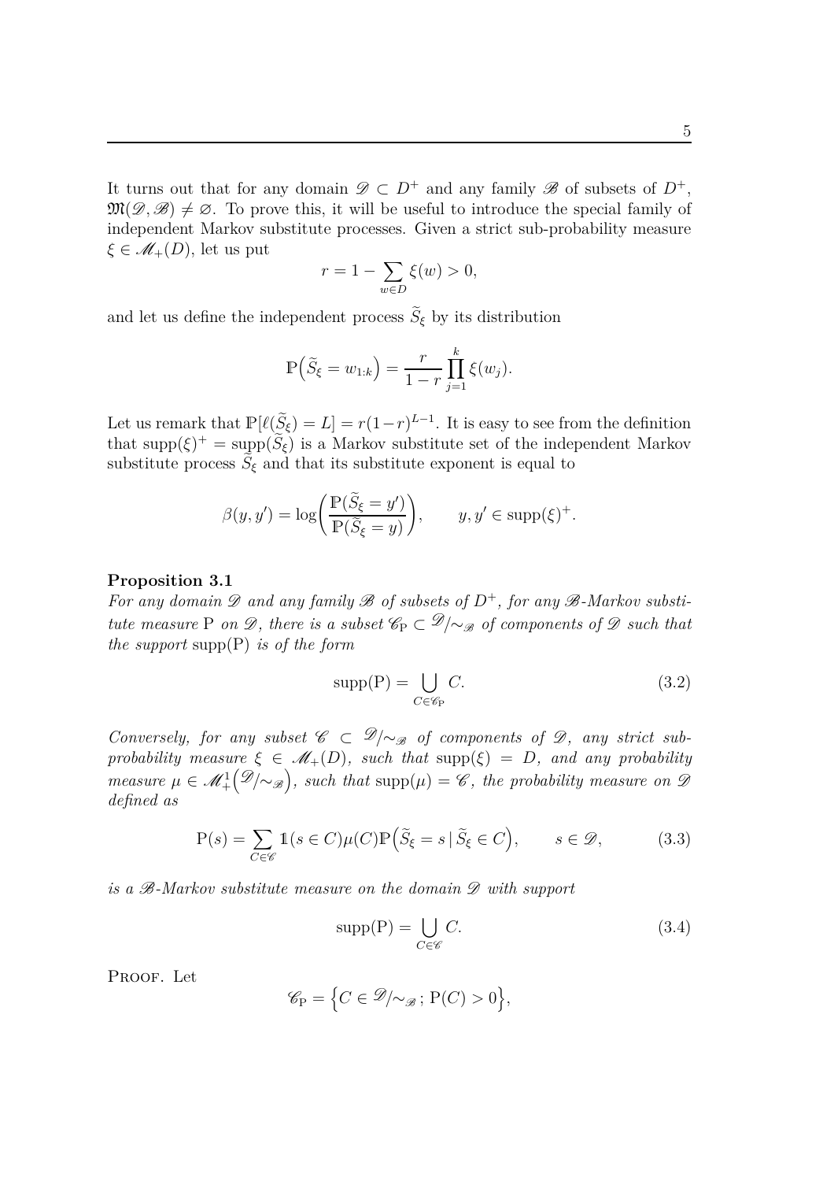It turns out that for any domain $\mathscr{D} \subset D^+$ and any family $\mathscr{B}$ of subsets of $D^+$, $\mathfrak{M}(\mathscr{D}, \mathscr{B}) \neq \varnothing$. To prove this, it will be useful to introduce the special family of independent Markov substitute processes. Given a strict sub-probability measure $\xi \in \mathscr{M}_+(D)$, let us put

$$r = 1 - \sum_{w \in D} \xi(w) > 0,$$

and let us define the independent process $\widetilde{S}_\xi$ by its distribution

$$\mathbb{P}\Big(\widetilde{S}_\xi = w_{1:k}\Big) = \frac{r}{1-r} \prod_{j=1}^{k} \xi(w_j).$$

Let us remark that $\mathbb{P}[\ell(\widetilde{S}_\xi) = L] = r(1-r)^{L-1}$. It is easy to see from the definition that $\operatorname{supp}(\xi)^+ = \operatorname{supp}(\widetilde{S}_\xi)$ is a Markov substitute set of the independent Markov substitute process $\widetilde{S}_\xi$ and that its substitute exponent is equal to

$$\beta(y, y') = \log\left( \frac{\mathbb{P}(\widetilde{S}_\xi = y')}{\mathbb{P}(\widetilde{S}_\xi = y)} \right), \qquad y, y' \in \operatorname{supp}(\xi)^+.$$

**Proposition 3.1**
*For any domain $\mathscr{D}$ and any family $\mathscr{B}$ of subsets of $D^+$, for any $\mathscr{B}$-Markov substitute measure $\mathrm{P}$ on $\mathscr{D}$, there is a subset $\mathscr{C}_{\mathrm{P}} \subset \mathscr{D}/{\sim_{\mathscr{B}}}$ of components of $\mathscr{D}$ such that the support $\operatorname{supp}(\mathrm{P})$ is of the form*

$$\operatorname{supp}(\mathrm{P}) = \bigcup_{C \in \mathscr{C}_{\mathrm{P}}} C. \tag{3.2}$$

*Conversely, for any subset $\mathscr{C} \subset \mathscr{D}/{\sim_{\mathscr{B}}}$ of components of $\mathscr{D}$, any strict sub-probability measure $\xi \in \mathscr{M}_+(D)$, such that $\operatorname{supp}(\xi) = D$, and any probability measure $\mu \in \mathscr{M}_+^1\big(\mathscr{D}/{\sim_{\mathscr{B}}}\big)$, such that $\operatorname{supp}(\mu) = \mathscr{C}$, the probability measure on $\mathscr{D}$ defined as*

$$\mathrm{P}(s) = \sum_{C \in \mathscr{C}} \mathbb{1}(s \in C) \mu(C) \mathbb{P}\Big(\widetilde{S}_\xi = s \,|\, \widetilde{S}_\xi \in C\Big), \qquad s \in \mathscr{D}, \tag{3.3}$$

*is a $\mathscr{B}$-Markov substitute measure on the domain $\mathscr{D}$ with support*

$$\operatorname{supp}(\mathrm{P}) = \bigcup_{C \in \mathscr{C}} C. \tag{3.4}$$

Proof. Let

$$\mathscr{C}_{\mathrm{P}} = \Big\{ C \in \mathscr{D}/{\sim_{\mathscr{B}}} \,;\, \mathrm{P}(C) > 0 \Big\},$$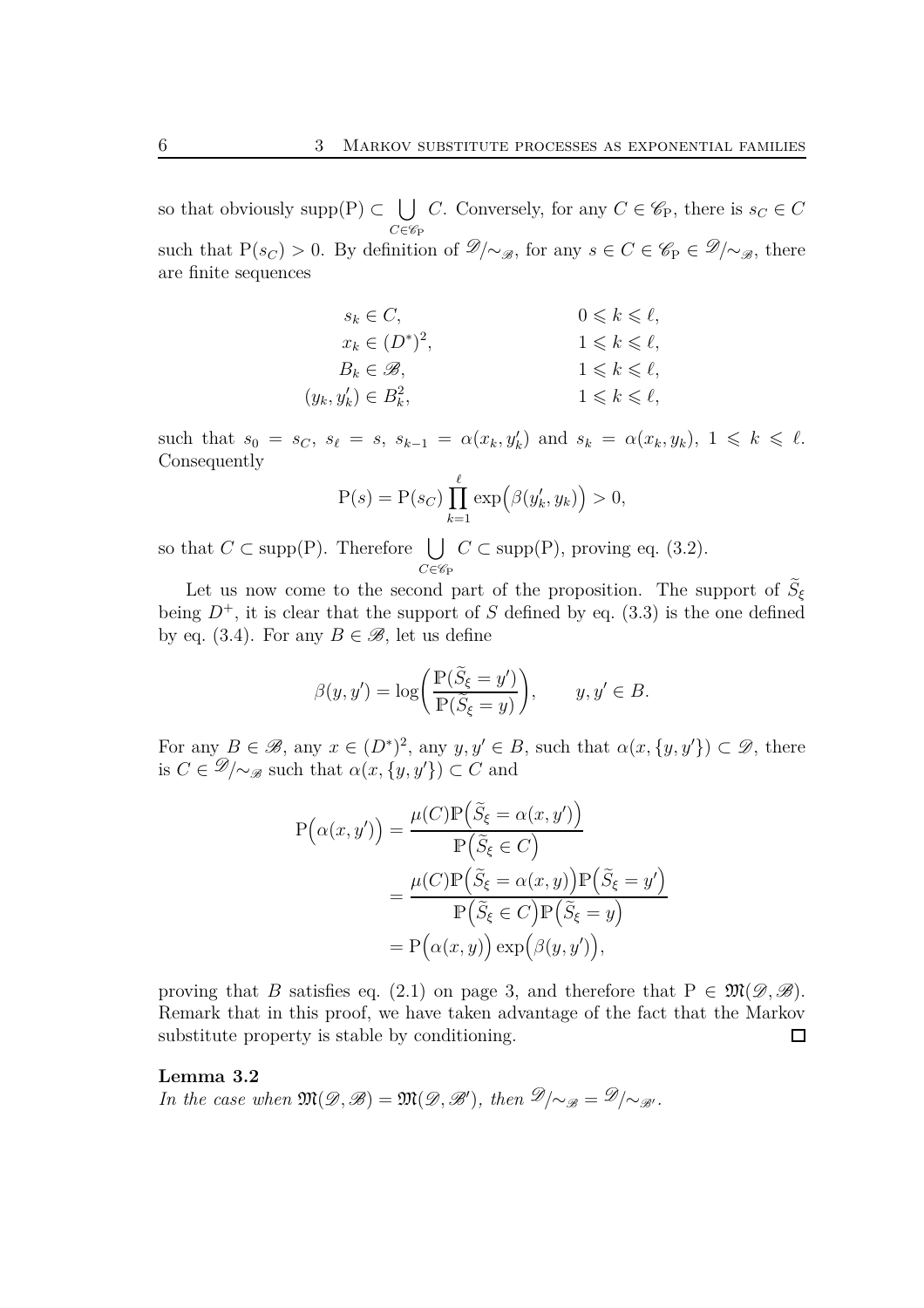so that obviously $\mathrm{supp}(\mathrm{P}) \subset \bigcup_{C \in \mathscr{C}_{\mathrm{P}}} C$. Conversely, for any $C \in \mathscr{C}_{\mathrm{P}}$, there is $s_C \in C$ such that $\mathrm{P}(s_C) > 0$. By definition of $\mathscr{D}/\!\sim_{\mathscr{B}}$, for any $s \in C \in \mathscr{C}_{\mathrm{P}} \in \mathscr{D}/\!\sim_{\mathscr{B}}$, there are finite sequences

$$
\begin{aligned}
s_k &\in C, & 0 \leqslant k \leqslant \ell,\\
x_k &\in (D^*)^2, & 1 \leqslant k \leqslant \ell,\\
B_k &\in \mathscr{B}, & 1 \leqslant k \leqslant \ell,\\
(y_k, y'_k) &\in B_k^2, & 1 \leqslant k \leqslant \ell,
\end{aligned}
$$

such that $s_0 = s_C$, $s_\ell = s$, $s_{k-1} = \alpha(x_k, y'_k)$ and $s_k = \alpha(x_k, y_k)$, $1 \leqslant k \leqslant \ell$. Consequently

$$
\mathrm{P}(s) = \mathrm{P}(s_C) \prod_{k=1}^{\ell} \exp\Bigl(\beta(y'_k, y_k)\Bigr) > 0,
$$

so that $C \subset \mathrm{supp}(\mathrm{P})$. Therefore $\bigcup_{C \in \mathscr{C}_{\mathrm{P}}} C \subset \mathrm{supp}(\mathrm{P})$, proving eq. (3.2).

Let us now come to the second part of the proposition. The support of $\widetilde{S}_\xi$ being $D^+$, it is clear that the support of $S$ defined by eq. (3.3) is the one defined by eq. (3.4). For any $B \in \mathscr{B}$, let us define

$$
\beta(y, y') = \log\biggl(\frac{\mathbb{P}(\widetilde{S}_\xi = y')}{\mathbb{P}(\widetilde{S}_\xi = y)}\biggr), \qquad y, y' \in B.
$$

For any $B \in \mathscr{B}$, any $x \in (D^*)^2$, any $y, y' \in B$, such that $\alpha(x, \{y, y'\}) \subset \mathscr{D}$, there is $C \in \mathscr{D}/\!\sim_{\mathscr{B}}$ such that $\alpha(x, \{y, y'\}) \subset C$ and

$$
\begin{aligned}
\mathrm{P}\Bigl(\alpha(x, y')\Bigr) &= \frac{\mu(C)\mathbb{P}\Bigl(\widetilde{S}_\xi = \alpha(x, y')\Bigr)}{\mathbb{P}\Bigl(\widetilde{S}_\xi \in C\Bigr)}\\
&= \frac{\mu(C)\mathbb{P}\Bigl(\widetilde{S}_\xi = \alpha(x, y)\Bigr)\mathbb{P}\Bigl(\widetilde{S}_\xi = y'\Bigr)}{\mathbb{P}\Bigl(\widetilde{S}_\xi \in C\Bigr)\mathbb{P}\Bigl(\widetilde{S}_\xi = y\Bigr)}\\
&= \mathrm{P}\Bigl(\alpha(x, y)\Bigr)\exp\Bigl(\beta(y, y')\Bigr),
\end{aligned}
$$

proving that $B$ satisfies eq. (2.1) on page 3, and therefore that $\mathrm{P} \in \mathfrak{M}(\mathscr{D}, \mathscr{B})$. Remark that in this proof, we have taken advantage of the fact that the Markov substitute property is stable by conditioning. $\square$

**Lemma 3.2**
*In the case when $\mathfrak{M}(\mathscr{D}, \mathscr{B}) = \mathfrak{M}(\mathscr{D}, \mathscr{B}')$, then $\mathscr{D}/\!\sim_{\mathscr{B}} = \mathscr{D}/\!\sim_{\mathscr{B}'}$.*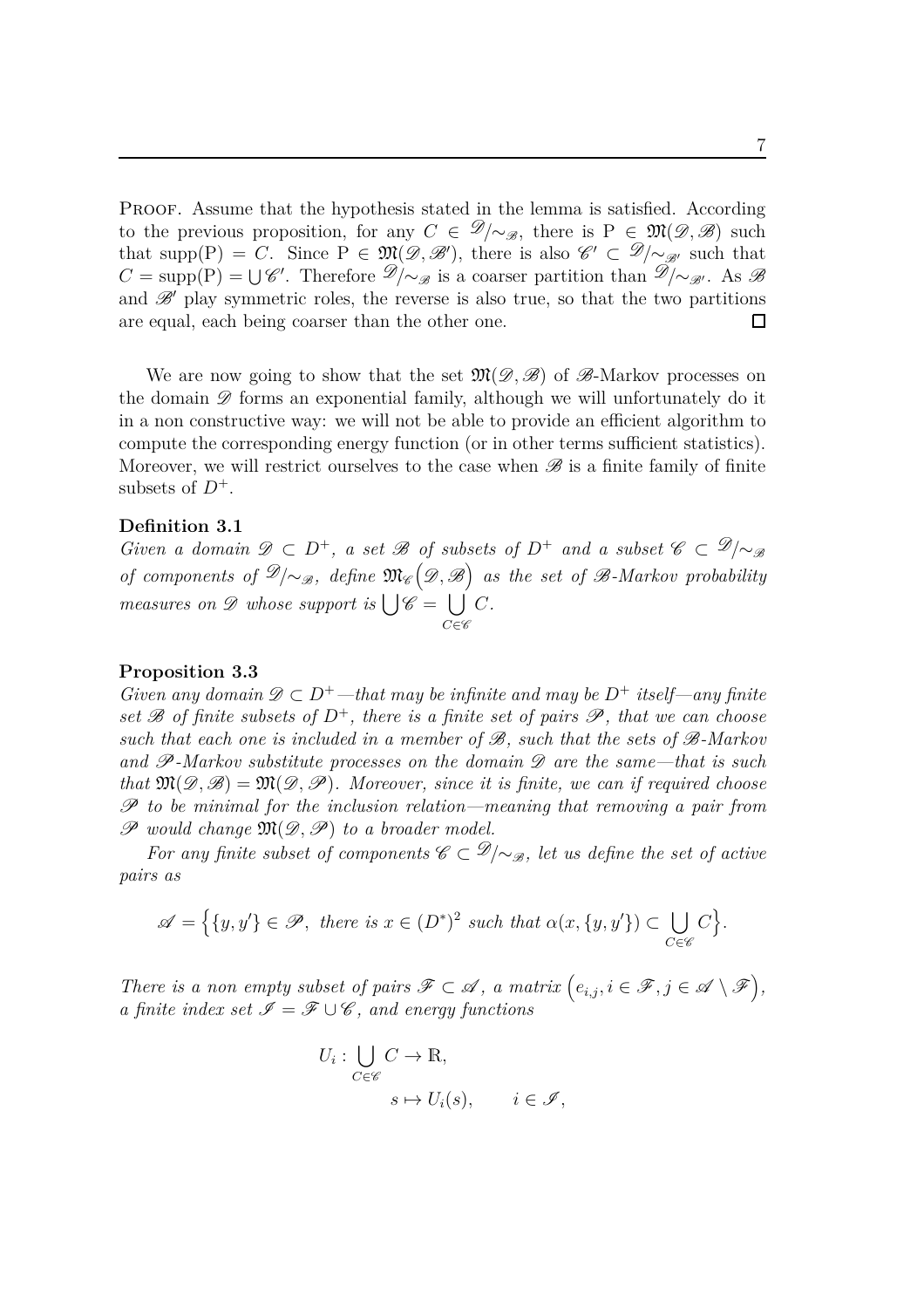Proof. Assume that the hypothesis stated in the lemma is satisfied. According to the previous proposition, for any $C \in \mathscr{D}/\!\sim_{\mathscr{B}}$, there is $\mathrm{P} \in \mathfrak{M}(\mathscr{D}, \mathscr{B})$ such that $\mathrm{supp}(\mathrm{P}) = C$. Since $\mathrm{P} \in \mathfrak{M}(\mathscr{D}, \mathscr{B}')$, there is also $\mathscr{C}' \subset \mathscr{D}/\!\sim_{\mathscr{B}'}$ such that $C = \mathrm{supp}(\mathrm{P}) = \bigcup \mathscr{C}'$. Therefore $\mathscr{D}/\!\sim_{\mathscr{B}}$ is a coarser partition than $\mathscr{D}/\!\sim_{\mathscr{B}'}$. As $\mathscr{B}$ and $\mathscr{B}'$ play symmetric roles, the reverse is also true, so that the two partitions are equal, each being coarser than the other one. □

We are now going to show that the set $\mathfrak{M}(\mathscr{D}, \mathscr{B})$ of $\mathscr{B}$-Markov processes on the domain $\mathscr{D}$ forms an exponential family, although we will unfortunately do it in a non constructive way: we will not be able to provide an efficient algorithm to compute the corresponding energy function (or in other terms sufficient statistics). Moreover, we will restrict ourselves to the case when $\mathscr{B}$ is a finite family of finite subsets of $D^+$.

**Definition 3.1**
*Given a domain $\mathscr{D} \subset D^+$, a set $\mathscr{B}$ of subsets of $D^+$ and a subset $\mathscr{C} \subset \mathscr{D}/\!\sim_{\mathscr{B}}$ of components of $\mathscr{D}/\!\sim_{\mathscr{B}}$, define $\mathfrak{M}_{\mathscr{C}}\big(\mathscr{D}, \mathscr{B}\big)$ as the set of $\mathscr{B}$-Markov probability measures on $\mathscr{D}$ whose support is $\bigcup \mathscr{C} = \bigcup_{C \in \mathscr{C}} C$.*

**Proposition 3.3**
*Given any domain $\mathscr{D} \subset D^+$—that may be infinite and may be $D^+$ itself—any finite set $\mathscr{B}$ of finite subsets of $D^+$, there is a finite set of pairs $\mathscr{P}$, that we can choose such that each one is included in a member of $\mathscr{B}$, such that the sets of $\mathscr{B}$-Markov and $\mathscr{P}$-Markov substitute processes on the domain $\mathscr{D}$ are the same—that is such that $\mathfrak{M}(\mathscr{D}, \mathscr{B}) = \mathfrak{M}(\mathscr{D}, \mathscr{P})$. Moreover, since it is finite, we can if required choose $\mathscr{P}$ to be minimal for the inclusion relation—meaning that removing a pair from $\mathscr{P}$ would change $\mathfrak{M}(\mathscr{D}, \mathscr{P})$ to a broader model.*

*For any finite subset of components $\mathscr{C} \subset \mathscr{D}/\!\sim_{\mathscr{B}}$, let us define the set of active pairs as*

$$\mathscr{A} = \Big\{ \{y, y'\} \in \mathscr{P}, \text{ there is } x \in (D^*)^2 \text{ such that } \alpha(x, \{y, y'\}) \subset \bigcup_{C \in \mathscr{C}} C \Big\}.$$

*There is a non empty subset of pairs $\mathscr{F} \subset \mathscr{A}$, a matrix $\Big(e_{i,j}, i \in \mathscr{F}, j \in \mathscr{A} \setminus \mathscr{F}\Big)$, a finite index set $\mathscr{I} = \mathscr{F} \cup \mathscr{C}$, and energy functions*

$$U_i : \bigcup_{C \in \mathscr{C}} C \to \mathbb{R},$$
$$s \mapsto U_i(s), \qquad i \in \mathscr{I},$$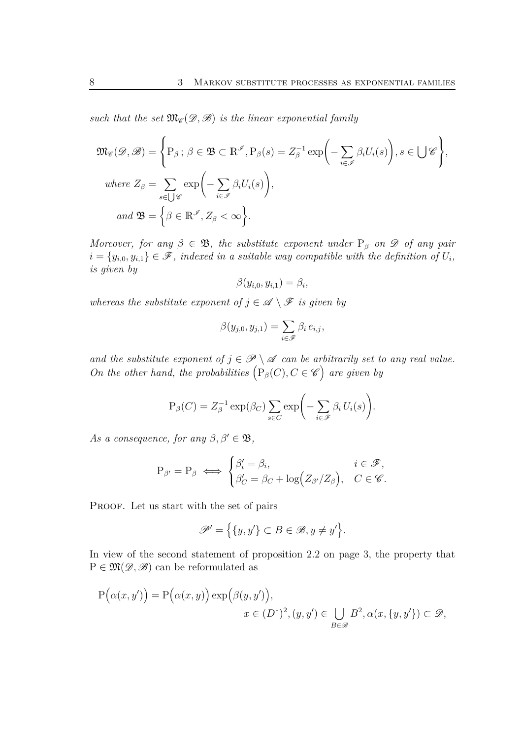*such that the set $\mathfrak{M}_{\mathscr{C}}(\mathscr{D}, \mathscr{B})$ is the linear exponential family*

$$
\begin{aligned}
\mathfrak{M}_{\mathscr{C}}(\mathscr{D}, \mathscr{B}) &= \Bigg\{ \mathrm{P}_\beta \,;\, \beta \in \mathfrak{B} \subset \mathbb{R}^{\mathscr{I}}, \mathrm{P}_\beta(s) = Z_\beta^{-1} \exp\bigg( - \sum_{i \in \mathscr{I}} \beta_i U_i(s) \bigg), s \in \bigcup \mathscr{C} \Bigg\}, \\
\text{where } Z_\beta &= \sum_{s \in \bigcup \mathscr{C}} \exp\bigg( - \sum_{i \in \mathscr{I}} \beta_i U_i(s) \bigg), \\
\text{and } \mathfrak{B} &= \Big\{ \beta \in \mathbb{R}^{\mathscr{I}}, Z_\beta < \infty \Big\}.
\end{aligned}
$$

*Moreover, for any $\beta \in \mathfrak{B}$, the substitute exponent under $\mathrm{P}_\beta$ on $\mathscr{D}$ of any pair $i = \{y_{i,0}, y_{i,1}\} \in \mathscr{F}$, indexed in a suitable way compatible with the definition of $U_i$, is given by*

$$
\beta(y_{i,0}, y_{i,1}) = \beta_i,
$$

*whereas the substitute exponent of $j \in \mathscr{A} \setminus \mathscr{F}$ is given by*

$$
\beta(y_{j,0}, y_{j,1}) = \sum_{i \in \mathscr{F}} \beta_i \, e_{i,j},
$$

*and the substitute exponent of $j \in \mathscr{P} \setminus \mathscr{A}$ can be arbitrarily set to any real value. On the other hand, the probabilities $\Big( \mathrm{P}_\beta(C), C \in \mathscr{C} \Big)$ are given by*

$$
\mathrm{P}_\beta(C) = Z_\beta^{-1} \exp(\beta_C) \sum_{s \in C} \exp\bigg( - \sum_{i \in \mathscr{F}} \beta_i \, U_i(s) \bigg).
$$

*As a consequence, for any $\beta, \beta' \in \mathfrak{B}$,*

$$
\mathrm{P}_{\beta'} = \mathrm{P}_\beta \iff \begin{cases} \beta'_i = \beta_i, & i \in \mathscr{F}, \\ \beta'_C = \beta_C + \log\Big( Z_{\beta'} / Z_\beta \Big), & C \in \mathscr{C}. \end{cases}
$$

Proof. Let us start with the set of pairs

$$
\mathscr{P}' = \Big\{ \{y, y'\} \subset B \in \mathscr{B}, y \neq y' \Big\}.
$$

In view of the second statement of proposition 2.2 on page 3, the property that $\mathrm{P} \in \mathfrak{M}(\mathscr{D}, \mathscr{B})$ can be reformulated as

$$
\mathrm{P}\Big(\alpha(x, y')\Big) = \mathrm{P}\Big(\alpha(x, y)\Big) \exp\Big(\beta(y, y')\Big), \\
x \in (D^*)^2, (y, y') \in \bigcup_{B \in \mathscr{B}} B^2, \alpha(x, \{y, y'\}) \subset \mathscr{D},
$$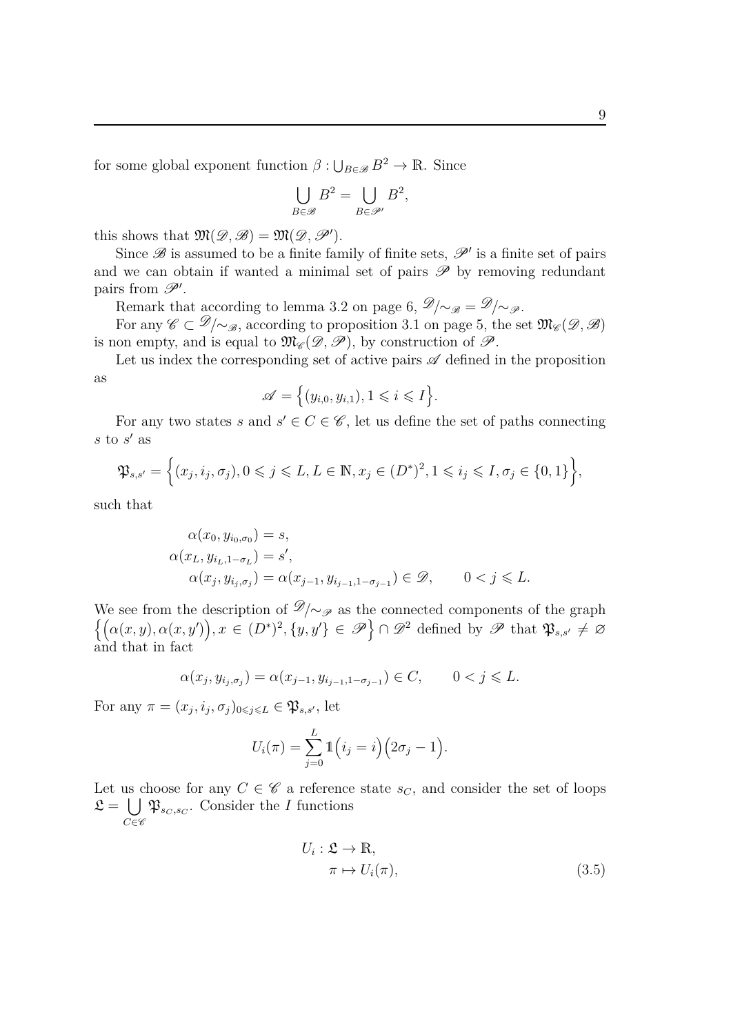for some global exponent function $\beta : \bigcup_{B \in \mathscr{B}} B^2 \to \mathbb{R}$. Since

$$\bigcup_{B \in \mathscr{B}} B^2 = \bigcup_{B \in \mathscr{P}'} B^2,$$

this shows that $\mathfrak{M}(\mathscr{D}, \mathscr{B}) = \mathfrak{M}(\mathscr{D}, \mathscr{P}')$.

Since $\mathscr{B}$ is assumed to be a finite family of finite sets, $\mathscr{P}'$ is a finite set of pairs and we can obtain if wanted a minimal set of pairs $\mathscr{P}$ by removing redundant pairs from $\mathscr{P}'$.

Remark that according to lemma 3.2 on page 6, $\mathscr{D}/\!\sim_{\mathscr{B}} = \mathscr{D}/\!\sim_{\mathscr{P}}$.

For any $\mathscr{C} \subset \mathscr{D}/\!\sim_{\mathscr{B}}$, according to proposition 3.1 on page 5, the set $\mathfrak{M}_{\mathscr{C}}(\mathscr{D}, \mathscr{B})$ is non empty, and is equal to $\mathfrak{M}_{\mathscr{C}}(\mathscr{D}, \mathscr{P})$, by construction of $\mathscr{P}$.

Let us index the corresponding set of active pairs $\mathscr{A}$ defined in the proposition as

$$\mathscr{A} = \Big\{ (y_{i,0}, y_{i,1}), 1 \leqslant i \leqslant I \Big\}.$$

For any two states $s$ and $s' \in C \in \mathscr{C}$, let us define the set of paths connecting $s$ to $s'$ as

$$\mathfrak{P}_{s,s'} = \Big\{ (x_j, i_j, \sigma_j), 0 \leqslant j \leqslant L, L \in \mathbb{N}, x_j \in (D^*)^2, 1 \leqslant i_j \leqslant I, \sigma_j \in \{0,1\} \Big\},$$

such that

$$\begin{aligned}
\alpha(x_0, y_{i_0,\sigma_0}) &= s, \\
\alpha(x_L, y_{i_L, 1-\sigma_L}) &= s', \\
\alpha(x_j, y_{i_j,\sigma_j}) &= \alpha(x_{j-1}, y_{i_{j-1}, 1-\sigma_{j-1}}) \in \mathscr{D}, \qquad 0 < j \leqslant L.
\end{aligned}$$

We see from the description of $\mathscr{D}/\!\sim_{\mathscr{P}}$ as the connected components of the graph $\Big\{ \Big(\alpha(x,y), \alpha(x,y')\Big), x \in (D^*)^2, \{y, y'\} \in \mathscr{P} \Big\} \cap \mathscr{D}^2$ defined by $\mathscr{P}$ that $\mathfrak{P}_{s,s'} \neq \varnothing$ and that in fact

$$\alpha(x_j, y_{i_j,\sigma_j}) = \alpha(x_{j-1}, y_{i_{j-1}, 1-\sigma_{j-1}}) \in C, \qquad 0 < j \leqslant L.$$

For any $\pi = (x_j, i_j, \sigma_j)_{0 \leqslant j \leqslant L} \in \mathfrak{P}_{s,s'}$, let

$$U_i(\pi) = \sum_{j=0}^{L} \mathbb{1}\Big(i_j = i\Big)\Big(2\sigma_j - 1\Big).$$

Let us choose for any $C \in \mathscr{C}$ a reference state $s_C$, and consider the set of loops $\mathfrak{L} = \bigcup_{C \in \mathscr{C}} \mathfrak{P}_{s_C, s_C}$. Consider the $I$ functions

$$\begin{aligned}
U_i : \mathfrak{L} &\to \mathbb{R}, \\
\pi &\mapsto U_i(\pi),
\end{aligned} \tag{3.5}$$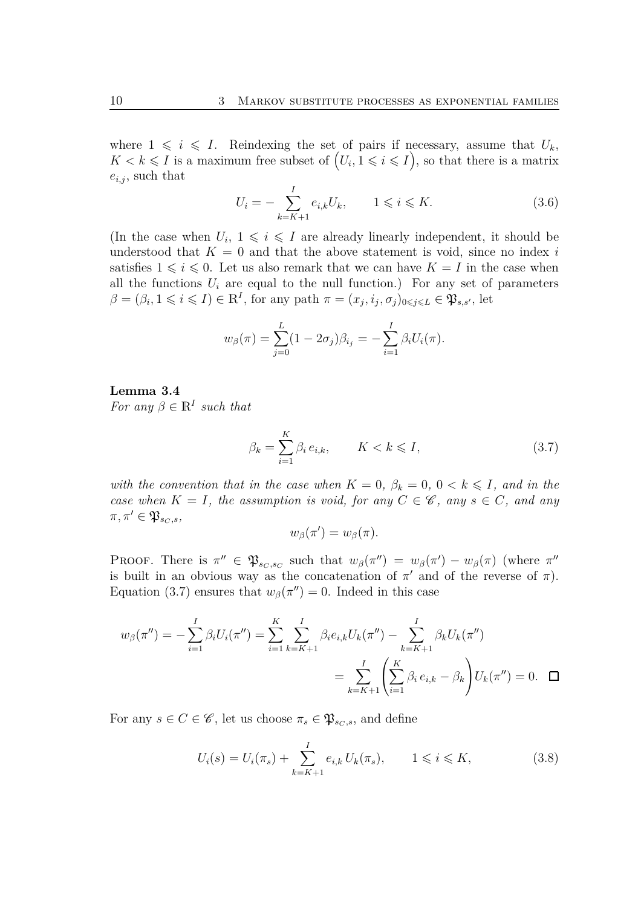where $1 \leqslant i \leqslant I$. Reindexing the set of pairs if necessary, assume that $U_k$, $K < k \leqslant I$ is a maximum free subset of $\bigl(U_i, 1 \leqslant i \leqslant I\bigr)$, so that there is a matrix $e_{i,j}$, such that

$$U_i = - \sum_{k=K+1}^{I} e_{i,k} U_k, \qquad 1 \leqslant i \leqslant K. \tag{3.6}$$

(In the case when $U_i$, $1 \leqslant i \leqslant I$ are already linearly independent, it should be understood that $K = 0$ and that the above statement is void, since no index $i$ satisfies $1 \leqslant i \leqslant 0$. Let us also remark that we can have $K = I$ in the case when all the functions $U_i$ are equal to the null function.) For any set of parameters $\beta = (\beta_i, 1 \leqslant i \leqslant I) \in \mathbb{R}^I$, for any path $\pi = (x_j, i_j, \sigma_j)_{0 \leqslant j \leqslant L} \in \mathfrak{P}_{s,s'}$, let

$$w_\beta(\pi) = \sum_{j=0}^{L} (1 - 2\sigma_j) \beta_{i_j} = - \sum_{i=1}^{I} \beta_i U_i(\pi).$$

**Lemma 3.4**
*For any $\beta \in \mathbb{R}^I$ such that*

$$\beta_k = \sum_{i=1}^{K} \beta_i \, e_{i,k}, \qquad K < k \leqslant I, \tag{3.7}$$

*with the convention that in the case when $K = 0$, $\beta_k = 0$, $0 < k \leqslant I$, and in the case when $K = I$, the assumption is void, for any $C \in \mathscr{C}$, any $s \in C$, and any $\pi, \pi' \in \mathfrak{P}_{s_C,s}$,*

$$w_\beta(\pi') = w_\beta(\pi).$$

Proof. There is $\pi'' \in \mathfrak{P}_{s_C,s_C}$ such that $w_\beta(\pi'') = w_\beta(\pi') - w_\beta(\pi)$ (where $\pi''$ is built in an obvious way as the concatenation of $\pi'$ and of the reverse of $\pi$). Equation (3.7) ensures that $w_\beta(\pi'') = 0$. Indeed in this case

$$\begin{aligned} w_\beta(\pi'') = - \sum_{i=1}^{I} \beta_i U_i(\pi'') &= \sum_{i=1}^{K} \sum_{k=K+1}^{I} \beta_i e_{i,k} U_k(\pi'') - \sum_{k=K+1}^{I} \beta_k U_k(\pi'') \\ &= \sum_{k=K+1}^{I} \left( \sum_{i=1}^{K} \beta_i \, e_{i,k} - \beta_k \right) U_k(\pi'') = 0. \quad \square \end{aligned}$$

For any $s \in C \in \mathscr{C}$, let us choose $\pi_s \in \mathfrak{P}_{s_C,s}$, and define

$$U_i(s) = U_i(\pi_s) + \sum_{k=K+1}^{I} e_{i,k} \, U_k(\pi_s), \qquad 1 \leqslant i \leqslant K, \tag{3.8}$$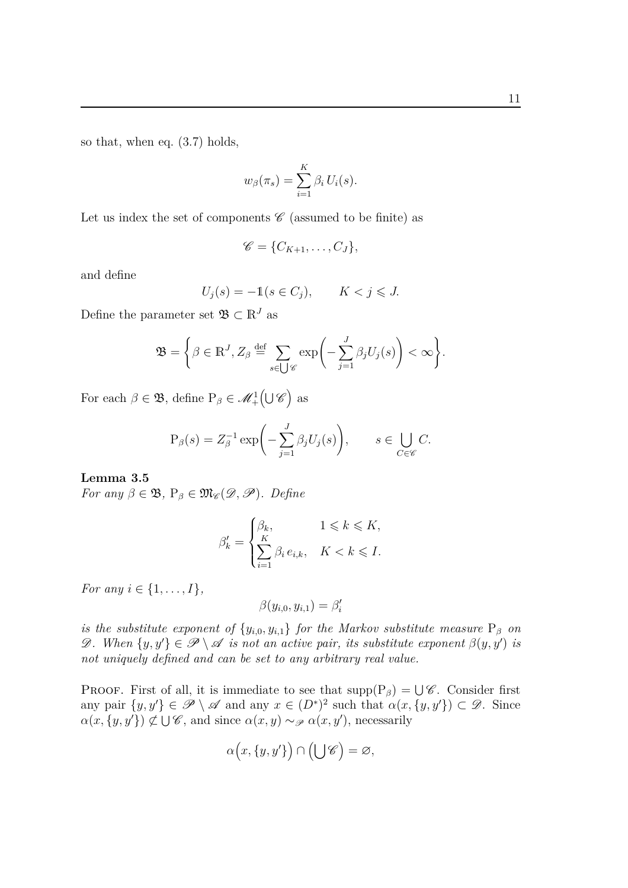so that, when eq. (3.7) holds,

$$w_\beta(\pi_s) = \sum_{i=1}^{K} \beta_i \, U_i(s).$$

Let us index the set of components $\mathscr{C}$ (assumed to be finite) as

$$\mathscr{C} = \{C_{K+1}, \dots, C_J\},$$

and define

$$U_j(s) = -\mathbb{1}(s \in C_j), \qquad K < j \leqslant J.$$

Define the parameter set $\mathfrak{B} \subset \mathbb{R}^J$ as

$$\mathfrak{B} = \left\{ \beta \in \mathbb{R}^J, Z_\beta \overset{\text{def}}{=} \sum_{s \in \bigcup \mathscr{C}} \exp\left( -\sum_{j=1}^{J} \beta_j U_j(s) \right) < \infty \right\}.$$

For each $\beta \in \mathfrak{B}$, define $\mathrm{P}_\beta \in \mathscr{M}_+^1\left(\bigcup \mathscr{C}\right)$ as

$$\mathrm{P}_\beta(s) = Z_\beta^{-1} \exp\left( -\sum_{j=1}^{J} \beta_j U_j(s) \right), \qquad s \in \bigcup_{C \in \mathscr{C}} C.$$

**Lemma 3.5**
*For any $\beta \in \mathfrak{B}$, $\mathrm{P}_\beta \in \mathfrak{M}_{\mathscr{C}}(\mathscr{D}, \mathscr{P})$. Define*

$$\beta'_k = \begin{cases} \beta_k, & 1 \leqslant k \leqslant K, \\ \displaystyle\sum_{i=1}^{K} \beta_i \, e_{i,k}, & K < k \leqslant I. \end{cases}$$

*For any $i \in \{1, \dots, I\}$,*

$$\beta(y_{i,0}, y_{i,1}) = \beta'_i$$

*is the substitute exponent of $\{y_{i,0}, y_{i,1}\}$ for the Markov substitute measure $\mathrm{P}_\beta$ on $\mathscr{D}$. When $\{y, y'\} \in \mathscr{P} \setminus \mathscr{A}$ is not an active pair, its substitute exponent $\beta(y, y')$ is not uniquely defined and can be set to any arbitrary real value.*

Proof. First of all, it is immediate to see that $\mathrm{supp}(\mathrm{P}_\beta) = \bigcup \mathscr{C}$. Consider first any pair $\{y, y'\} \in \mathscr{P} \setminus \mathscr{A}$ and any $x \in (D^*)^2$ such that $\alpha(x, \{y, y'\}) \subset \mathscr{D}$. Since $\alpha(x, \{y, y'\}) \not\subset \bigcup \mathscr{C}$, and since $\alpha(x, y) \sim_{\mathscr{P}} \alpha(x, y')$, necessarily

$$\alpha\Big(x, \{y, y'\}\Big) \cap \Big(\bigcup \mathscr{C}\Big) = \varnothing,$$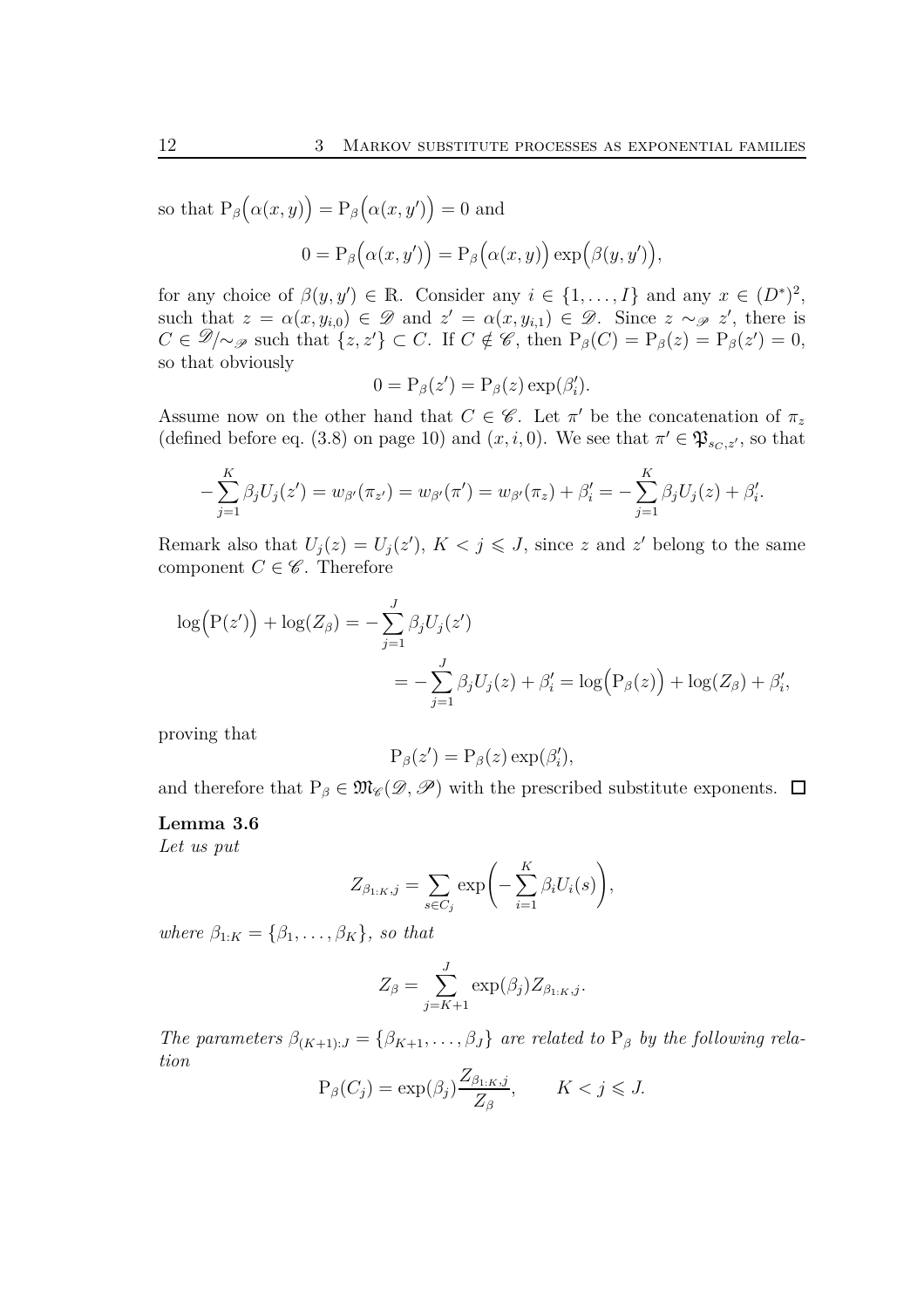so that $\mathrm{P}_\beta\Big(\alpha(x,y)\Big) = \mathrm{P}_\beta\Big(\alpha(x,y')\Big) = 0$ and

$$0 = \mathrm{P}_\beta\Big(\alpha(x,y')\Big) = \mathrm{P}_\beta\Big(\alpha(x,y)\Big)\exp\Big(\beta(y,y')\Big),$$

for any choice of $\beta(y,y') \in \mathbb{R}$. Consider any $i \in \{1,\dots,I\}$ and any $x \in (D^*)^2$, such that $z = \alpha(x, y_{i,0}) \in \mathscr{D}$ and $z' = \alpha(x, y_{i,1}) \in \mathscr{D}$. Since $z \sim_{\mathscr{P}} z'$, there is $C \in \mathscr{D}/{\sim_{\mathscr{P}}}$ such that $\{z, z'\} \subset C$. If $C \notin \mathscr{C}$, then $\mathrm{P}_\beta(C) = \mathrm{P}_\beta(z) = \mathrm{P}_\beta(z') = 0$, so that obviously

$$0 = \mathrm{P}_\beta(z') = \mathrm{P}_\beta(z)\exp(\beta'_i).$$

Assume now on the other hand that $C \in \mathscr{C}$. Let $\pi'$ be the concatenation of $\pi_z$ (defined before eq. (3.8) on page 10) and $(x,i,0)$. We see that $\pi' \in \mathfrak{P}_{s_C,z'}$, so that

$$-\sum_{j=1}^K \beta_j U_j(z') = w_{\beta'}(\pi_{z'}) = w_{\beta'}(\pi') = w_{\beta'}(\pi_z) + \beta'_i = -\sum_{j=1}^K \beta_j U_j(z) + \beta'_i.$$

Remark also that $U_j(z) = U_j(z')$, $K < j \leqslant J$, since $z$ and $z'$ belong to the same component $C \in \mathscr{C}$. Therefore

$$\begin{aligned}\log\Big(\mathrm{P}(z')\Big) + \log(Z_\beta) &= -\sum_{j=1}^J \beta_j U_j(z') \\ &= -\sum_{j=1}^J \beta_j U_j(z) + \beta'_i = \log\Big(\mathrm{P}_\beta(z)\Big) + \log(Z_\beta) + \beta'_i,\end{aligned}$$

proving that

$$\mathrm{P}_\beta(z') = \mathrm{P}_\beta(z)\exp(\beta'_i),$$

and therefore that $\mathrm{P}_\beta \in \mathfrak{M}_{\mathscr{C}}(\mathscr{D}, \mathscr{P})$ with the prescribed substitute exponents. □

**Lemma 3.6**

*Let us put*

$$Z_{\beta_{1:K},j} = \sum_{s \in C_j} \exp\bigg(-\sum_{i=1}^K \beta_i U_i(s)\bigg),$$

*where* $\beta_{1:K} = \{\beta_1, \dots, \beta_K\}$, *so that*

$$Z_\beta = \sum_{j=K+1}^J \exp(\beta_j) Z_{\beta_{1:K},j}.$$

*The parameters* $\beta_{(K+1):J} = \{\beta_{K+1}, \dots, \beta_J\}$ *are related to* $\mathrm{P}_\beta$ *by the following relation*

$$\mathrm{P}_\beta(C_j) = \exp(\beta_j)\frac{Z_{\beta_{1:K},j}}{Z_\beta}, \qquad K < j \leqslant J.$$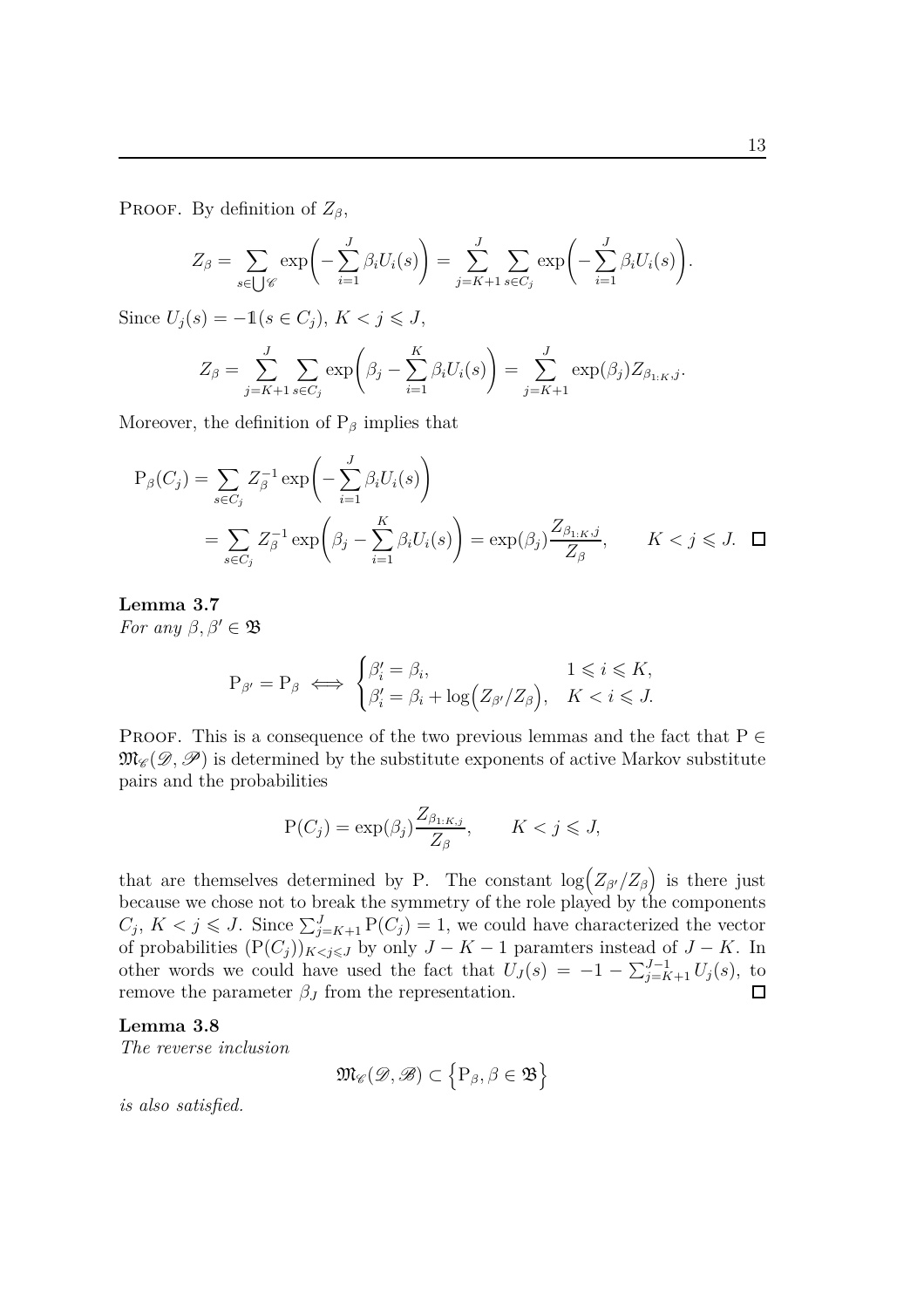Proof. By definition of $Z_\beta$,

$$Z_\beta = \sum_{s \in \bigcup \mathscr{C}} \exp\biggl( - \sum_{i=1}^J \beta_i U_i(s) \biggr) = \sum_{j=K+1}^J \sum_{s \in C_j} \exp\biggl( - \sum_{i=1}^J \beta_i U_i(s) \biggr).$$

Since $U_j(s) = - \mathbb{1}(s \in C_j)$, $K < j \leqslant J$,

$$Z_\beta = \sum_{j=K+1}^J \sum_{s \in C_j} \exp\biggl( \beta_j - \sum_{i=1}^K \beta_i U_i(s) \biggr) = \sum_{j=K+1}^J \exp(\beta_j) Z_{\beta_{1:K}, j}.$$

Moreover, the definition of $\mathrm{P}_\beta$ implies that

$$\begin{aligned} \mathrm{P}_\beta(C_j) &= \sum_{s \in C_j} Z_\beta^{-1} \exp\biggl( - \sum_{i=1}^J \beta_i U_i(s) \biggr) \\ &= \sum_{s \in C_j} Z_\beta^{-1} \exp\biggl( \beta_j - \sum_{i=1}^K \beta_i U_i(s) \biggr) = \exp(\beta_j) \frac{Z_{\beta_{1:K}, j}}{Z_\beta}, \qquad K < j \leqslant J. \quad \square \end{aligned}$$

**Lemma 3.7**
*For any* $\beta, \beta' \in \mathfrak{B}$

$$\mathrm{P}_{\beta'} = \mathrm{P}_\beta \iff \begin{cases} \beta'_i = \beta_i, & 1 \leqslant i \leqslant K, \\ \beta'_i = \beta_i + \log\bigl( Z_{\beta'} / Z_\beta \bigr), & K < i \leqslant J. \end{cases}$$

Proof. This is a consequence of the two previous lemmas and the fact that $\mathrm{P} \in \mathfrak{M}_{\mathscr{C}}(\mathscr{D}, \mathscr{P})$ is determined by the substitute exponents of active Markov substitute pairs and the probabilities

$$\mathrm{P}(C_j) = \exp(\beta_j) \frac{Z_{\beta_{1:K}, j}}{Z_\beta}, \qquad K < j \leqslant J,$$

that are themselves determined by P. The constant $\log\bigl( Z_{\beta'} / Z_\beta \bigr)$ is there just because we chose not to break the symmetry of the role played by the components $C_j$, $K < j \leqslant J$. Since $\sum_{j=K+1}^J \mathrm{P}(C_j) = 1$, we could have characterized the vector of probabilities $\bigl( \mathrm{P}(C_j) \bigr)_{K < j \leqslant J}$ by only $J - K - 1$ paramters instead of $J - K$. In other words we could have used the fact that $U_J(s) = -1 - \sum_{j=K+1}^{J-1} U_j(s)$, to remove the parameter $\beta_J$ from the representation. $\square$

**Lemma 3.8**
*The reverse inclusion*

$$\mathfrak{M}_{\mathscr{C}}(\mathscr{D}, \mathscr{B}) \subset \Bigl\{ \mathrm{P}_\beta, \beta \in \mathfrak{B} \Bigr\}$$

*is also satisfied.*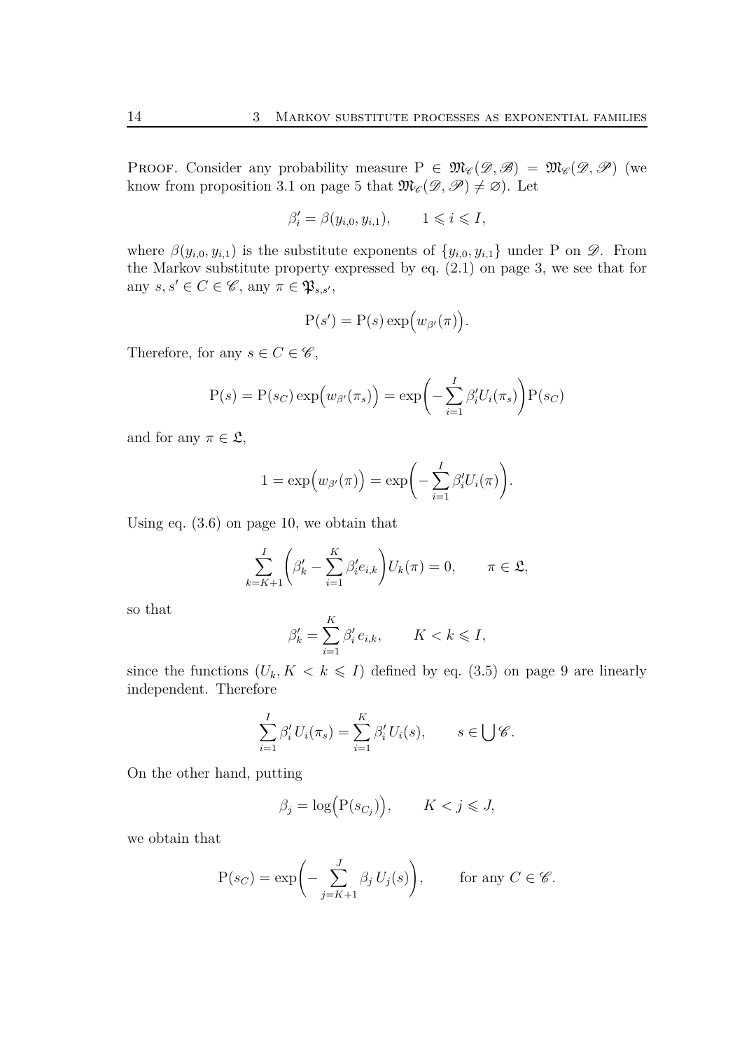Proof. Consider any probability measure $\mathrm{P} \in \mathfrak{M}_{\mathscr{C}}(\mathscr{D}, \mathscr{B}) = \mathfrak{M}_{\mathscr{C}}(\mathscr{D}, \mathscr{P})$ (we know from proposition 3.1 on page 5 that $\mathfrak{M}_{\mathscr{C}}(\mathscr{D}, \mathscr{P}) \neq \varnothing$). Let

$$\beta'_i = \beta(y_{i,0}, y_{i,1}), \qquad 1 \leqslant i \leqslant I,$$

where $\beta(y_{i,0}, y_{i,1})$ is the substitute exponents of $\{y_{i,0}, y_{i,1}\}$ under P on $\mathscr{D}$. From the Markov substitute property expressed by eq. (2.1) on page 3, we see that for any $s, s' \in C \in \mathscr{C}$, any $\pi \in \mathfrak{P}_{s,s'}$,

$$\mathrm{P}(s') = \mathrm{P}(s) \exp\Big(w_{\beta'}(\pi)\Big).$$

Therefore, for any $s \in C \in \mathscr{C}$,

$$\mathrm{P}(s) = \mathrm{P}(s_C) \exp\Big(w_{\beta'}(\pi_s)\Big) = \exp\bigg(-\sum_{i=1}^{I} \beta'_i U_i(\pi_s)\bigg) \mathrm{P}(s_C)$$

and for any $\pi \in \mathfrak{L}$,

$$1 = \exp\Big(w_{\beta'}(\pi)\Big) = \exp\bigg(-\sum_{i=1}^{I} \beta'_i U_i(\pi)\bigg).$$

Using eq. (3.6) on page 10, we obtain that

$$\sum_{k=K+1}^{I} \bigg(\beta'_k - \sum_{i=1}^{K} \beta'_i e_{i,k}\bigg) U_k(\pi) = 0, \qquad \pi \in \mathfrak{L},$$

so that

$$\beta'_k = \sum_{i=1}^{K} \beta'_i e_{i,k}, \qquad K < k \leqslant I,$$

since the functions $(U_k, K < k \leqslant I)$ defined by eq. (3.5) on page 9 are linearly independent. Therefore

$$\sum_{i=1}^{I} \beta'_i U_i(\pi_s) = \sum_{i=1}^{K} \beta'_i U_i(s), \qquad s \in \bigcup \mathscr{C}.$$

On the other hand, putting

$$\beta_j = \log\Big(\mathrm{P}(s_{C_j})\Big), \qquad K < j \leqslant J,$$

we obtain that

$$\mathrm{P}(s_C) = \exp\bigg(-\sum_{j=K+1}^{J} \beta_j \, U_j(s)\bigg), \qquad \text{for any } C \in \mathscr{C}.$$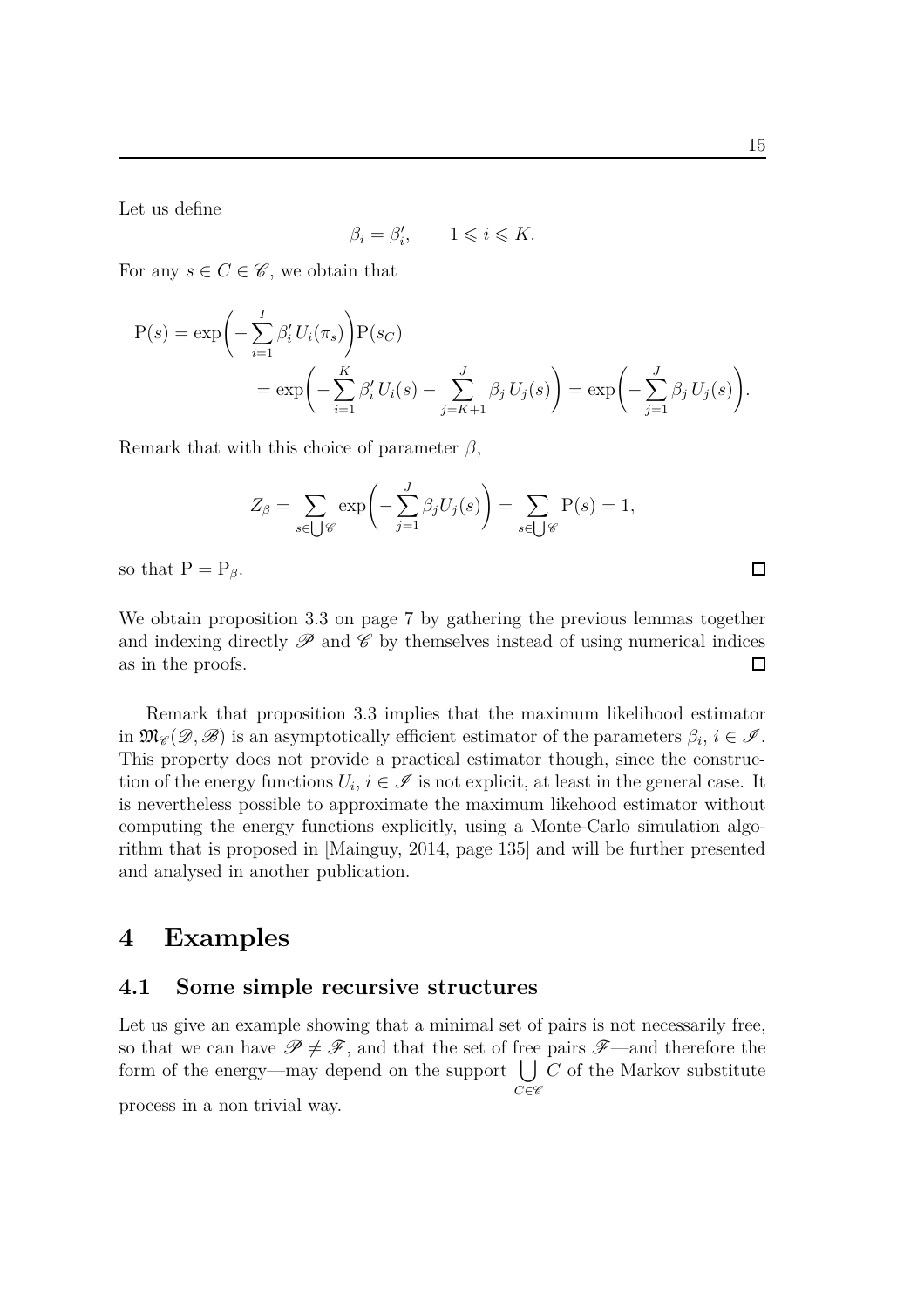Let us define

$$\beta_i = \beta'_i, \qquad 1 \leqslant i \leqslant K.$$

For any $s \in C \in \mathscr{C}$, we obtain that

$$\begin{aligned}
\mathrm{P}(s) &= \exp\biggl( - \sum_{i=1}^{I} \beta'_i \, U_i(\pi_s) \biggr) \mathrm{P}(s_C) \\
&\qquad = \exp\biggl( - \sum_{i=1}^{K} \beta'_i \, U_i(s) - \sum_{j=K+1}^{J} \beta_j \, U_j(s) \biggr) = \exp\biggl( - \sum_{j=1}^{J} \beta_j \, U_j(s) \biggr).
\end{aligned}$$

Remark that with this choice of parameter $\beta$,

$$Z_\beta = \sum_{s \in \bigcup \mathscr{C}} \exp\biggl( - \sum_{j=1}^{J} \beta_j U_j(s) \biggr) = \sum_{s \in \bigcup \mathscr{C}} \mathrm{P}(s) = 1,$$

so that $\mathrm{P} = \mathrm{P}_\beta$. □

We obtain proposition 3.3 on page 7 by gathering the previous lemmas together and indexing directly $\mathscr{P}$ and $\mathscr{C}$ by themselves instead of using numerical indices as in the proofs. □

Remark that proposition 3.3 implies that the maximum likelihood estimator in $\mathfrak{M}_{\mathscr{C}}(\mathscr{D}, \mathscr{B})$ is an asymptotically efficient estimator of the parameters $\beta_i$, $i \in \mathscr{I}$. This property does not provide a practical estimator though, since the construction of the energy functions $U_i$, $i \in \mathscr{I}$ is not explicit, at least in the general case. It is nevertheless possible to approximate the maximum likehood estimator without computing the energy functions explicitly, using a Monte-Carlo simulation algorithm that is proposed in [Mainguy, 2014, page 135] and will be further presented and analysed in another publication.

# 4 Examples

## 4.1 Some simple recursive structures

Let us give an example showing that a minimal set of pairs is not necessarily free, so that we can have $\mathscr{P} \neq \mathscr{F}$, and that the set of free pairs $\mathscr{F}$—and therefore the form of the energy—may depend on the support $\bigcup_{C \in \mathscr{C}} C$ of the Markov substitute process in a non trivial way.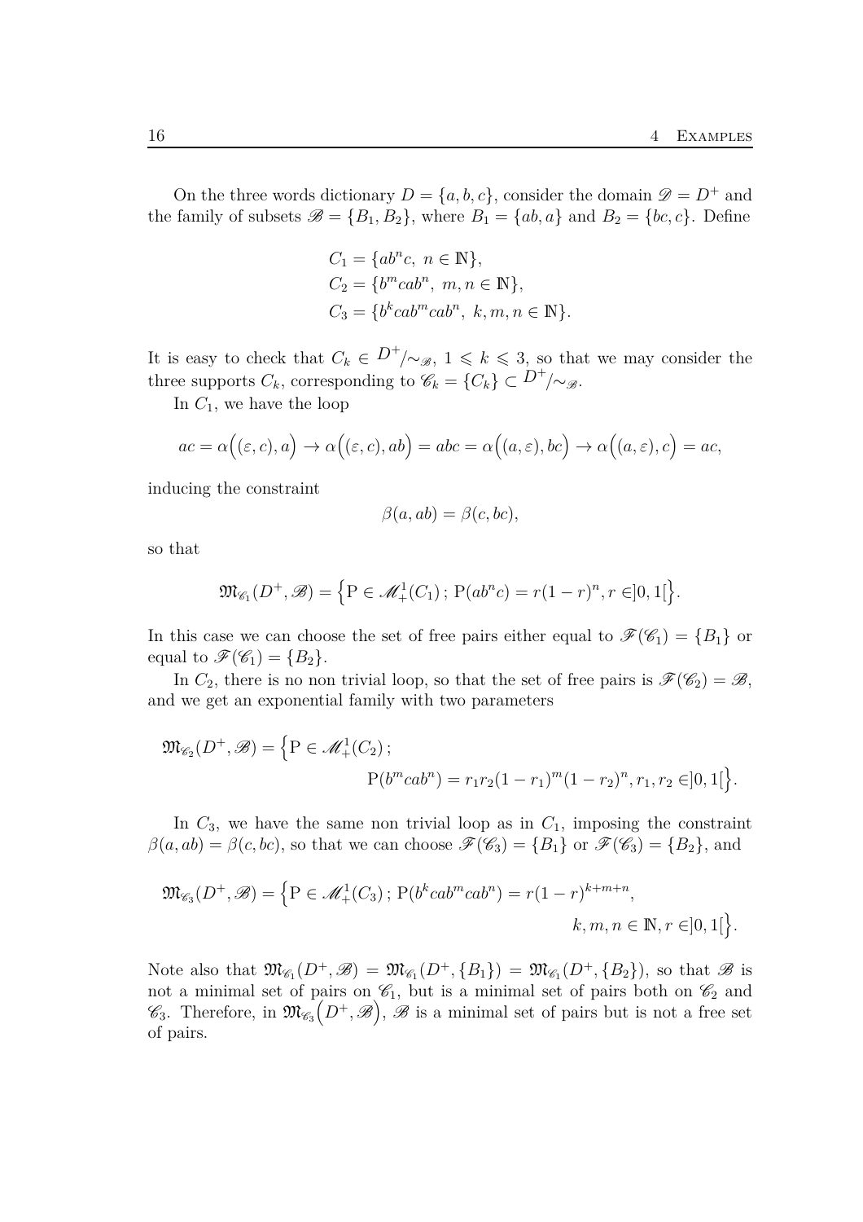On the three words dictionary $D = \{a, b, c\}$, consider the domain $\mathscr{D} = D^+$ and the family of subsets $\mathscr{B} = \{B_1, B_2\}$, where $B_1 = \{ab, a\}$ and $B_2 = \{bc, c\}$. Define

$$
\begin{aligned}
C_1 &= \{ab^n c,\ n \in \mathbb{N}\},\\
C_2 &= \{b^m cab^n,\ m, n \in \mathbb{N}\},\\
C_3 &= \{b^k cab^m cab^n,\ k, m, n \in \mathbb{N}\}.
\end{aligned}
$$

It is easy to check that $C_k \in {D^+}/{\sim_{\mathscr{B}}}$, $1 \leqslant k \leqslant 3$, so that we may consider the three supports $C_k$, corresponding to $\mathscr{C}_k = \{C_k\} \subset {D^+}/{\sim_{\mathscr{B}}}$.

In $C_1$, we have the loop

$$
ac = \alpha\Big((\varepsilon, c), a\Big) \to \alpha\Big((\varepsilon, c), ab\Big) = abc = \alpha\Big((a, \varepsilon), bc\Big) \to \alpha\Big((a, \varepsilon), c\Big) = ac,
$$

inducing the constraint

$$
\beta(a, ab) = \beta(c, bc),
$$

so that

$$
\mathfrak{M}_{\mathscr{C}_1}(D^+, \mathscr{B}) = \Big\{\mathrm{P} \in \mathscr{M}_+^1(C_1)\,;\ \mathrm{P}(ab^n c) = r(1-r)^n, r \in ]0,1[\Big\}.
$$

In this case we can choose the set of free pairs either equal to $\mathscr{F}(\mathscr{C}_1) = \{B_1\}$ or equal to $\mathscr{F}(\mathscr{C}_1) = \{B_2\}$.

In $C_2$, there is no non trivial loop, so that the set of free pairs is $\mathscr{F}(\mathscr{C}_2) = \mathscr{B}$, and we get an exponential family with two parameters

$$
\mathfrak{M}_{\mathscr{C}_2}(D^+, \mathscr{B}) = \Big\{\mathrm{P} \in \mathscr{M}_+^1(C_2)\,;\\
\mathrm{P}(b^m cab^n) = r_1 r_2 (1-r_1)^m (1-r_2)^n, r_1, r_2 \in ]0,1[\Big\}.
$$

In $C_3$, we have the same non trivial loop as in $C_1$, imposing the constraint $\beta(a, ab) = \beta(c, bc)$, so that we can choose $\mathscr{F}(\mathscr{C}_3) = \{B_1\}$ or $\mathscr{F}(\mathscr{C}_3) = \{B_2\}$, and

$$
\mathfrak{M}_{\mathscr{C}_3}(D^+, \mathscr{B}) = \Big\{\mathrm{P} \in \mathscr{M}_+^1(C_3)\,;\ \mathrm{P}(b^k cab^m cab^n) = r(1-r)^{k+m+n},\\
k, m, n \in \mathbb{N}, r \in ]0,1[\Big\}.
$$

Note also that $\mathfrak{M}_{\mathscr{C}_1}(D^+, \mathscr{B}) = \mathfrak{M}_{\mathscr{C}_1}(D^+, \{B_1\}) = \mathfrak{M}_{\mathscr{C}_1}(D^+, \{B_2\})$, so that $\mathscr{B}$ is not a minimal set of pairs on $\mathscr{C}_1$, but is a minimal set of pairs both on $\mathscr{C}_2$ and $\mathscr{C}_3$. Therefore, in $\mathfrak{M}_{\mathscr{C}_3}\Big(D^+, \mathscr{B}\Big)$, $\mathscr{B}$ is a minimal set of pairs but is not a free set of pairs.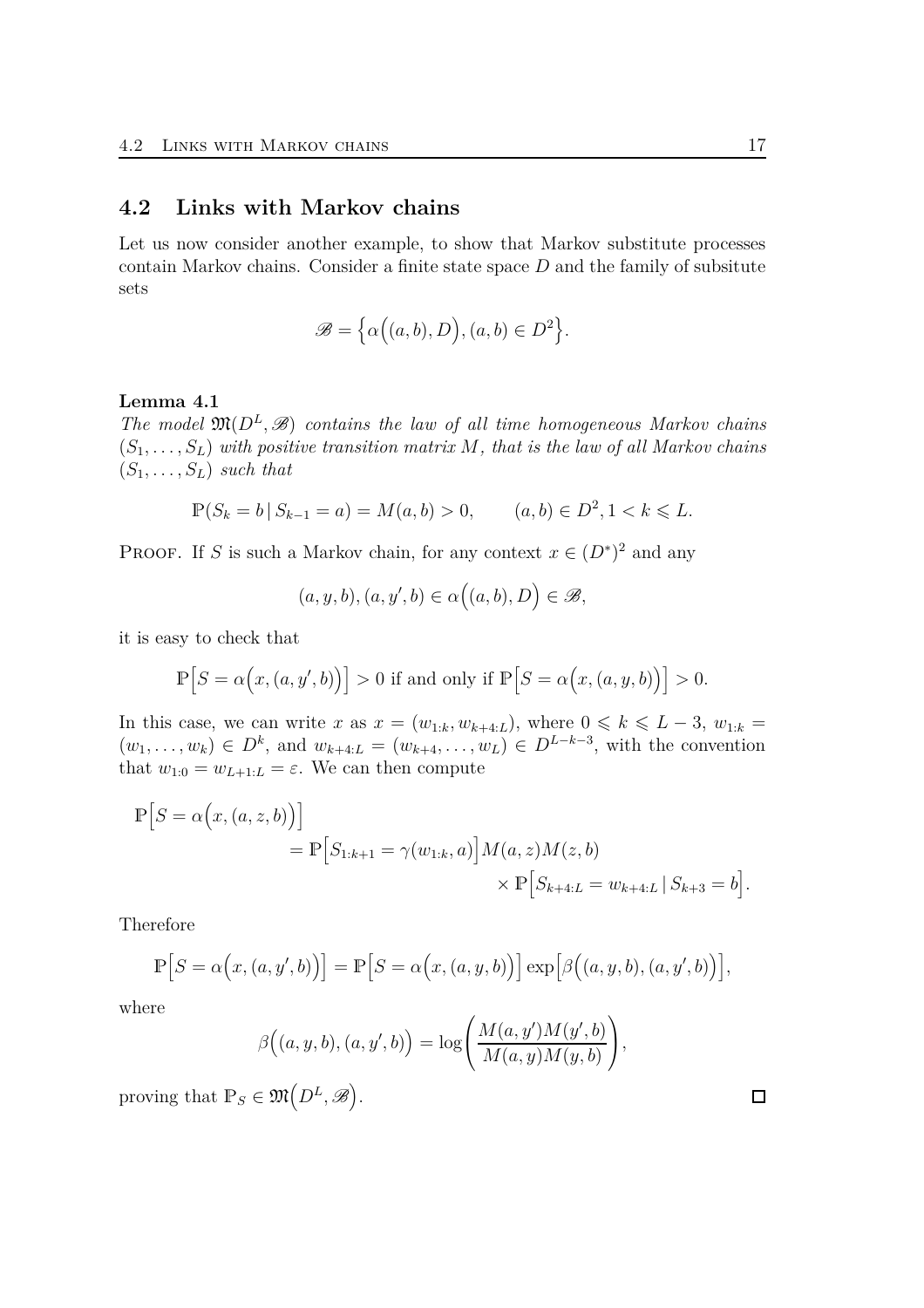## 4.2 Links with Markov chains

Let us now consider another example, to show that Markov substitute processes contain Markov chains. Consider a finite state space $D$ and the family of subsitute sets

$$\mathscr{B} = \Big\{ \alpha\Big((a,b), D\Big), (a,b) \in D^2 \Big\}.$$

**Lemma 4.1**
*The model $\mathfrak{M}(D^L, \mathscr{B})$ contains the law of all time homogeneous Markov chains $(S_1, \ldots, S_L)$ with positive transition matrix $M$, that is the law of all Markov chains $(S_1, \ldots, S_L)$ such that*

$$\mathbb{P}(S_k = b \,|\, S_{k-1} = a) = M(a,b) > 0, \qquad (a,b) \in D^2, 1 < k \leqslant L.$$

Proof. If $S$ is such a Markov chain, for any context $x \in (D^*)^2$ and any

$$(a, y, b), (a, y', b) \in \alpha\Big((a,b), D\Big) \in \mathscr{B},$$

it is easy to check that

$$\mathbb{P}\Big[S = \alpha\Big(x, (a, y', b)\Big)\Big] > 0 \text{ if and only if } \mathbb{P}\Big[S = \alpha\Big(x, (a, y, b)\Big)\Big] > 0.$$

In this case, we can write $x$ as $x = (w_{1:k}, w_{k+4:L})$, where $0 \leqslant k \leqslant L-3$, $w_{1:k} = (w_1, \ldots, w_k) \in D^k$, and $w_{k+4:L} = (w_{k+4}, \ldots, w_L) \in D^{L-k-3}$, with the convention that $w_{1:0} = w_{L+1:L} = \varepsilon$. We can then compute

$$\begin{aligned}
\mathbb{P}\Big[S = \alpha\Big(x, (a, z, b)\Big)\Big] & \\
&= \mathbb{P}\Big[S_{1:k+1} = \gamma(w_{1:k}, a)\Big] M(a,z) M(z,b) \\
&\qquad \times \mathbb{P}\Big[S_{k+4:L} = w_{k+4:L} \,|\, S_{k+3} = b\Big].
\end{aligned}$$

Therefore

$$\mathbb{P}\Big[S = \alpha\Big(x, (a, y', b)\Big)\Big] = \mathbb{P}\Big[S = \alpha\Big(x, (a, y, b)\Big)\Big] \exp\Big[\beta\Big((a, y, b), (a, y', b)\Big)\Big],$$

where

$$\beta\Big((a, y, b), (a, y', b)\Big) = \log\left(\frac{M(a, y') M(y', b)}{M(a, y) M(y, b)}\right),$$

proving that $\mathbb{P}_S \in \mathfrak{M}\Big(D^L, \mathscr{B}\Big)$. □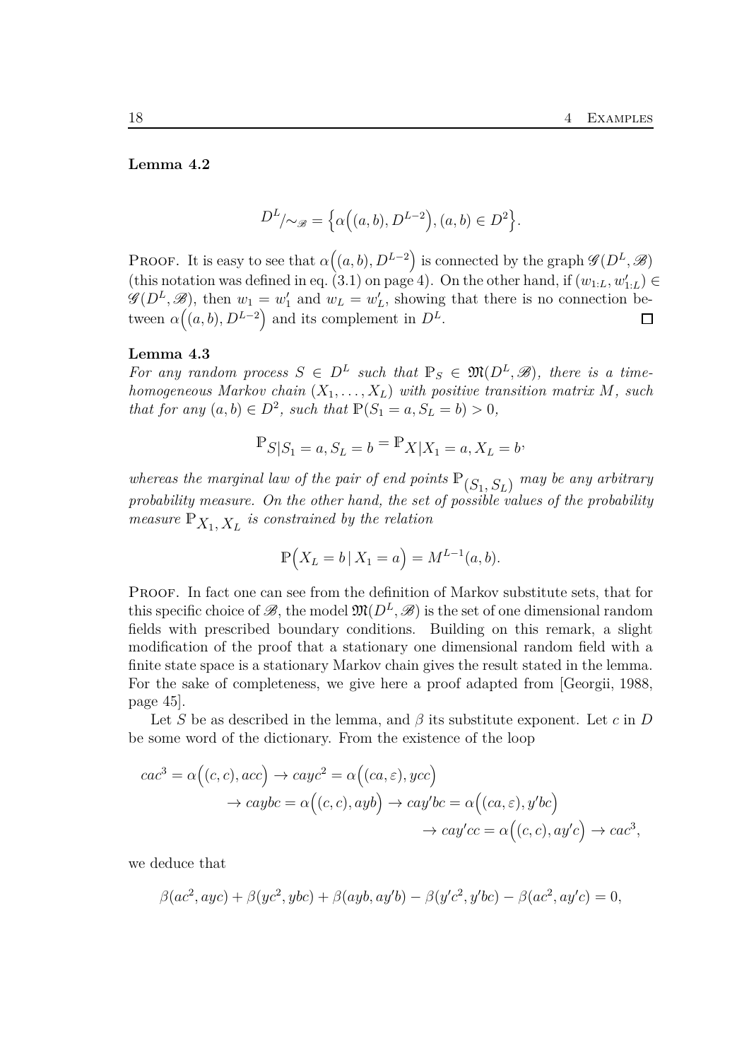**Lemma 4.2**

$$D^L/\sim_{\mathscr{B}} = \Big\{ \alpha\Big((a,b), D^{L-2}\Big), (a,b) \in D^2 \Big\}.$$

Proof. It is easy to see that $\alpha\Big((a,b), D^{L-2}\Big)$ is connected by the graph $\mathscr{G}(D^L, \mathscr{B})$ (this notation was defined in eq. (3.1) on page 4). On the other hand, if $(w_{1:L}, w'_{1:L}) \in \mathscr{G}(D^L, \mathscr{B})$, then $w_1 = w'_1$ and $w_L = w'_L$, showing that there is no connection between $\alpha\Big((a,b), D^{L-2}\Big)$ and its complement in $D^L$. □

**Lemma 4.3**
*For any random process $S \in D^L$ such that $\mathbb{P}_S \in \mathfrak{M}(D^L, \mathscr{B})$, there is a time-homogeneous Markov chain $(X_1, \ldots, X_L)$ with positive transition matrix $M$, such that for any $(a,b) \in D^2$, such that $\mathbb{P}(S_1 = a, S_L = b) > 0$,*

$$\mathbb{P}_{S \,|\, S_1 = a,\, S_L = b} = \mathbb{P}_{X \,|\, X_1 = a,\, X_L = b},$$

*whereas the marginal law of the pair of end points $\mathbb{P}_{(S_1,\, S_L)}$ may be any arbitrary probability measure. On the other hand, the set of possible values of the probability measure $\mathbb{P}_{X_1,\, X_L}$ is constrained by the relation*

$$\mathbb{P}\Big(X_L = b \,|\, X_1 = a\Big) = M^{L-1}(a,b).$$

Proof. In fact one can see from the definition of Markov substitute sets, that for this specific choice of $\mathscr{B}$, the model $\mathfrak{M}(D^L, \mathscr{B})$ is the set of one dimensional random fields with prescribed boundary conditions. Building on this remark, a slight modification of the proof that a stationary one dimensional random field with a finite state space is a stationary Markov chain gives the result stated in the lemma. For the sake of completeness, we give here a proof adapted from [Georgii, 1988, page 45].

Let $S$ be as described in the lemma, and $\beta$ its substitute exponent. Let $c$ in $D$ be some word of the dictionary. From the existence of the loop

$$\begin{aligned}
cac^3 = \alpha\Big((c,c), acc\Big) \to cayc^2 = \alpha\Big((ca, \varepsilon), ycc\Big) \\
\to caybc = \alpha\Big((c,c), ayb\Big) \to cay'bc = \alpha\Big((ca,\varepsilon), y'bc\Big) \\
\to cay'cc = \alpha\Big((c,c), ay'c\Big) \to cac^3,
\end{aligned}$$

we deduce that

$$\beta(ac^2, ayc) + \beta(yc^2, ybc) + \beta(ayb, ay'b) - \beta(y'c^2, y'bc) - \beta(ac^2, ay'c) = 0,$$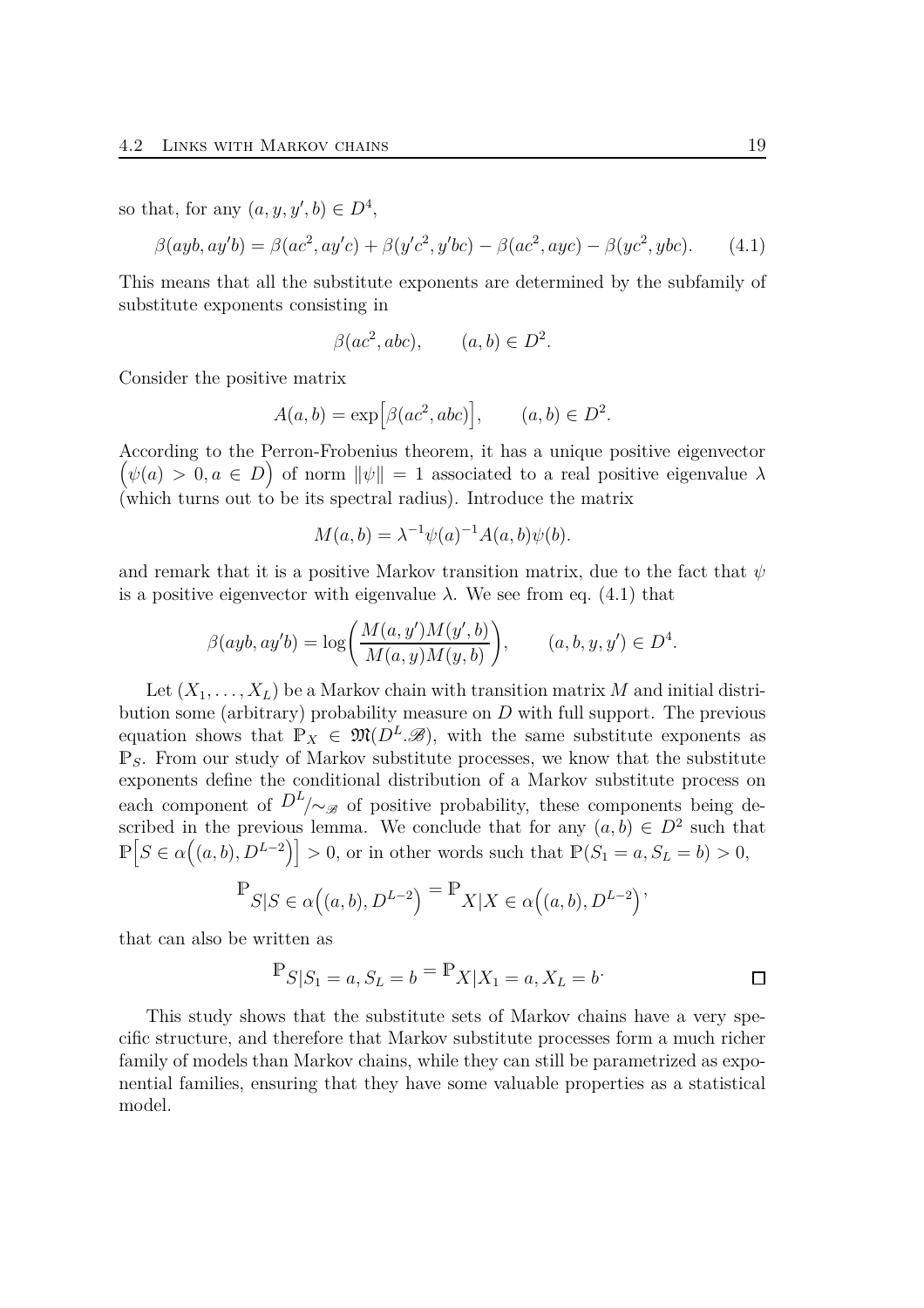so that, for any $(a, y, y', b) \in D^4$,

$$\beta(ayb, ay'b) = \beta(ac^2, ay'c) + \beta(y'c^2, y'bc) - \beta(ac^2, ayc) - \beta(yc^2, ybc). \qquad (4.1)$$

This means that all the substitute exponents are determined by the subfamily of substitute exponents consisting in

$$\beta(ac^2, abc), \qquad (a, b) \in D^2.$$

Consider the positive matrix

$$A(a, b) = \exp\Big[\beta(ac^2, abc)\Big], \qquad (a, b) \in D^2.$$

According to the Perron-Frobenius theorem, it has a unique positive eigenvector $\big(\psi(a) > 0, a \in D\big)$ of norm $\|\psi\| = 1$ associated to a real positive eigenvalue $\lambda$ (which turns out to be its spectral radius). Introduce the matrix

$$M(a, b) = \lambda^{-1}\psi(a)^{-1}A(a, b)\psi(b).$$

and remark that it is a positive Markov transition matrix, due to the fact that $\psi$ is a positive eigenvector with eigenvalue $\lambda$. We see from eq. (4.1) that

$$\beta(ayb, ay'b) = \log\bigg(\frac{M(a, y')M(y', b)}{M(a, y)M(y, b)}\bigg), \qquad (a, b, y, y') \in D^4.$$

Let $(X_1, \dots, X_L)$ be a Markov chain with transition matrix $M$ and initial distribution some (arbitrary) probability measure on $D$ with full support. The previous equation shows that $\mathbb{P}_X \in \mathfrak{M}(D^L.\mathscr{B})$, with the same substitute exponents as $\mathbb{P}_S$. From our study of Markov substitute processes, we know that the substitute exponents define the conditional distribution of a Markov substitute process on each component of $D^L/\!\sim_{\mathscr{B}}$ of positive probability, these components being described in the previous lemma. We conclude that for any $(a, b) \in D^2$ such that $\mathbb{P}\Big[S \in \alpha\Big((a, b), D^{L-2}\Big)\Big] > 0$, or in other words such that $\mathbb{P}(S_1 = a, S_L = b) > 0$,

$$\mathbb{P}_{S | S \in \alpha\big((a,b), D^{L-2}\big)} = \mathbb{P}_{X | X \in \alpha\big((a,b), D^{L-2}\big)},$$

that can also be written as

$$\mathbb{P}_{S | S_1 = a, S_L = b} = \mathbb{P}_{X | X_1 = a, X_L = b}. \qquad \square$$

This study shows that the substitute sets of Markov chains have a very specific structure, and therefore that Markov substitute processes form a much richer family of models than Markov chains, while they can still be parametrized as exponential families, ensuring that they have some valuable properties as a statistical model.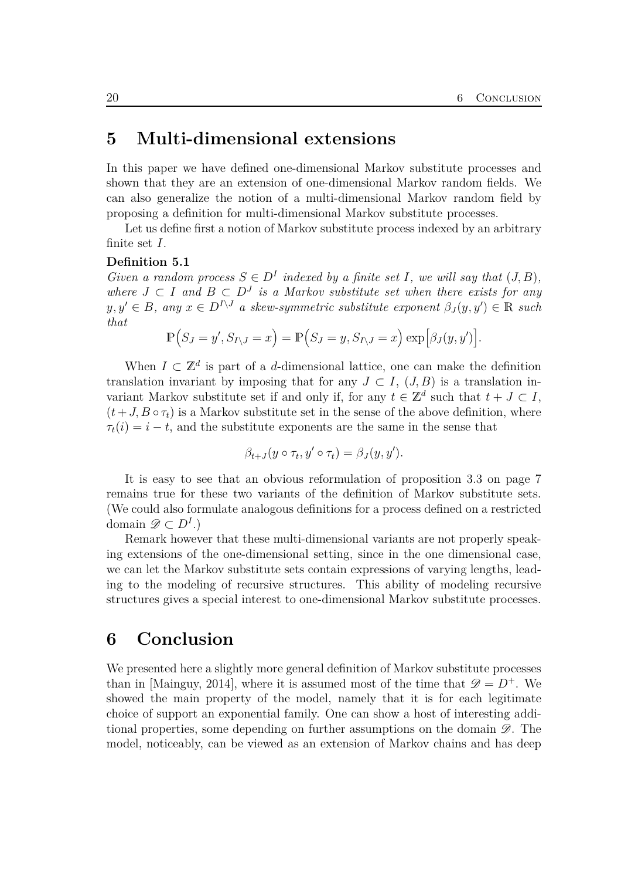# 5 Multi-dimensional extensions

In this paper we have defined one-dimensional Markov substitute processes and shown that they are an extension of one-dimensional Markov random fields. We can also generalize the notion of a multi-dimensional Markov random field by proposing a definition for multi-dimensional Markov substitute processes.

Let us define first a notion of Markov substitute process indexed by an arbitrary finite set $I$.

**Definition 5.1**

*Given a random process $S \in D^I$ indexed by a finite set $I$, we will say that $(J, B)$, where $J \subset I$ and $B \subset D^J$ is a Markov substitute set when there exists for any $y, y' \in B$, any $x \in D^{I \setminus J}$ a skew-symmetric substitute exponent $\beta_J(y, y') \in \mathbb{R}$ such that*

$$\mathbb{P}\Big(S_J = y', S_{I \setminus J} = x\Big) = \mathbb{P}\Big(S_J = y, S_{I \setminus J} = x\Big) \exp\Big[\beta_J(y, y')\Big].$$

When $I \subset \mathbb{Z}^d$ is part of a $d$-dimensional lattice, one can make the definition translation invariant by imposing that for any $J \subset I$, $(J, B)$ is a translation invariant Markov substitute set if and only if, for any $t \in \mathbb{Z}^d$ such that $t + J \subset I$, $(t + J, B \circ \tau_t)$ is a Markov substitute set in the sense of the above definition, where $\tau_t(i) = i - t$, and the substitute exponents are the same in the sense that

$$\beta_{t+J}(y \circ \tau_t, y' \circ \tau_t) = \beta_J(y, y').$$

It is easy to see that an obvious reformulation of proposition 3.3 on page 7 remains true for these two variants of the definition of Markov substitute sets. (We could also formulate analogous definitions for a process defined on a restricted domain $\mathscr{D} \subset D^I$.)

Remark however that these multi-dimensional variants are not properly speaking extensions of the one-dimensional setting, since in the one dimensional case, we can let the Markov substitute sets contain expressions of varying lengths, leading to the modeling of recursive structures. This ability of modeling recursive structures gives a special interest to one-dimensional Markov substitute processes.

# 6 Conclusion

We presented here a slightly more general definition of Markov substitute processes than in [Mainguy, 2014], where it is assumed most of the time that $\mathscr{D} = D^+$. We showed the main property of the model, namely that it is for each legitimate choice of support an exponential family. One can show a host of interesting additional properties, some depending on further assumptions on the domain $\mathscr{D}$. The model, noticeably, can be viewed as an extension of Markov chains and has deep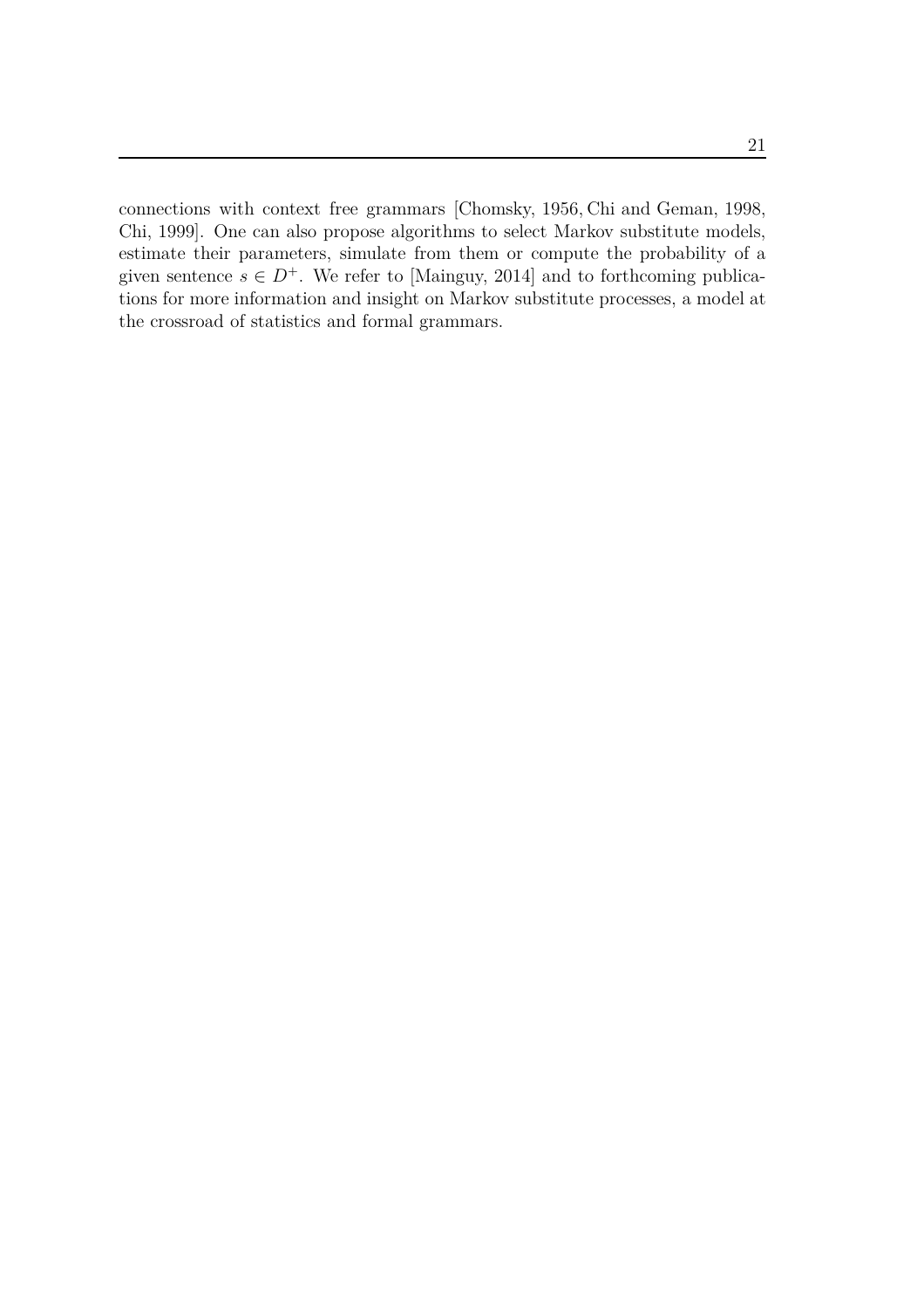connections with context free grammars [Chomsky, 1956, Chi and Geman, 1998, Chi, 1999]. One can also propose algorithms to select Markov substitute models, estimate their parameters, simulate from them or compute the probability of a given sentence $s \in D^+$. We refer to [Mainguy, 2014] and to forthcoming publications for more information and insight on Markov substitute processes, a model at the crossroad of statistics and formal grammars.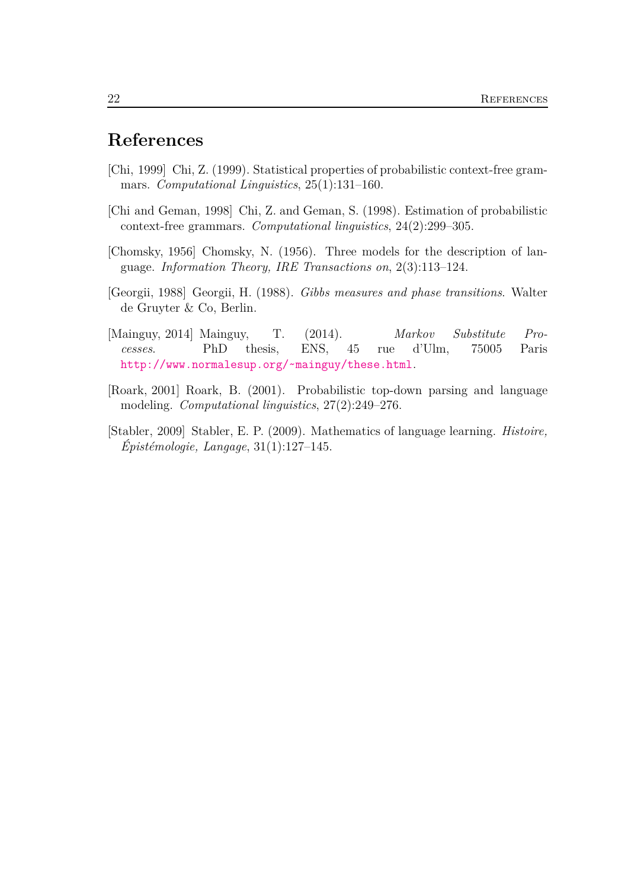# References

[Chi, 1999] Chi, Z. (1999). Statistical properties of probabilistic context-free grammars. *Computational Linguistics*, 25(1):131–160.

[Chi and Geman, 1998] Chi, Z. and Geman, S. (1998). Estimation of probabilistic context-free grammars. *Computational linguistics*, 24(2):299–305.

[Chomsky, 1956] Chomsky, N. (1956). Three models for the description of language. *Information Theory, IRE Transactions on*, 2(3):113–124.

[Georgii, 1988] Georgii, H. (1988). *Gibbs measures and phase transitions*. Walter de Gruyter & Co, Berlin.

[Mainguy, 2014] Mainguy, T. (2014). *Markov Substitute Processes*. PhD thesis, ENS, 45 rue d'Ulm, 75005 Paris http://www.normalesup.org/~mainguy/these.html.

[Roark, 2001] Roark, B. (2001). Probabilistic top-down parsing and language modeling. *Computational linguistics*, 27(2):249–276.

[Stabler, 2009] Stabler, E. P. (2009). Mathematics of language learning. *Histoire, Épistémologie, Langage*, 31(1):127–145.